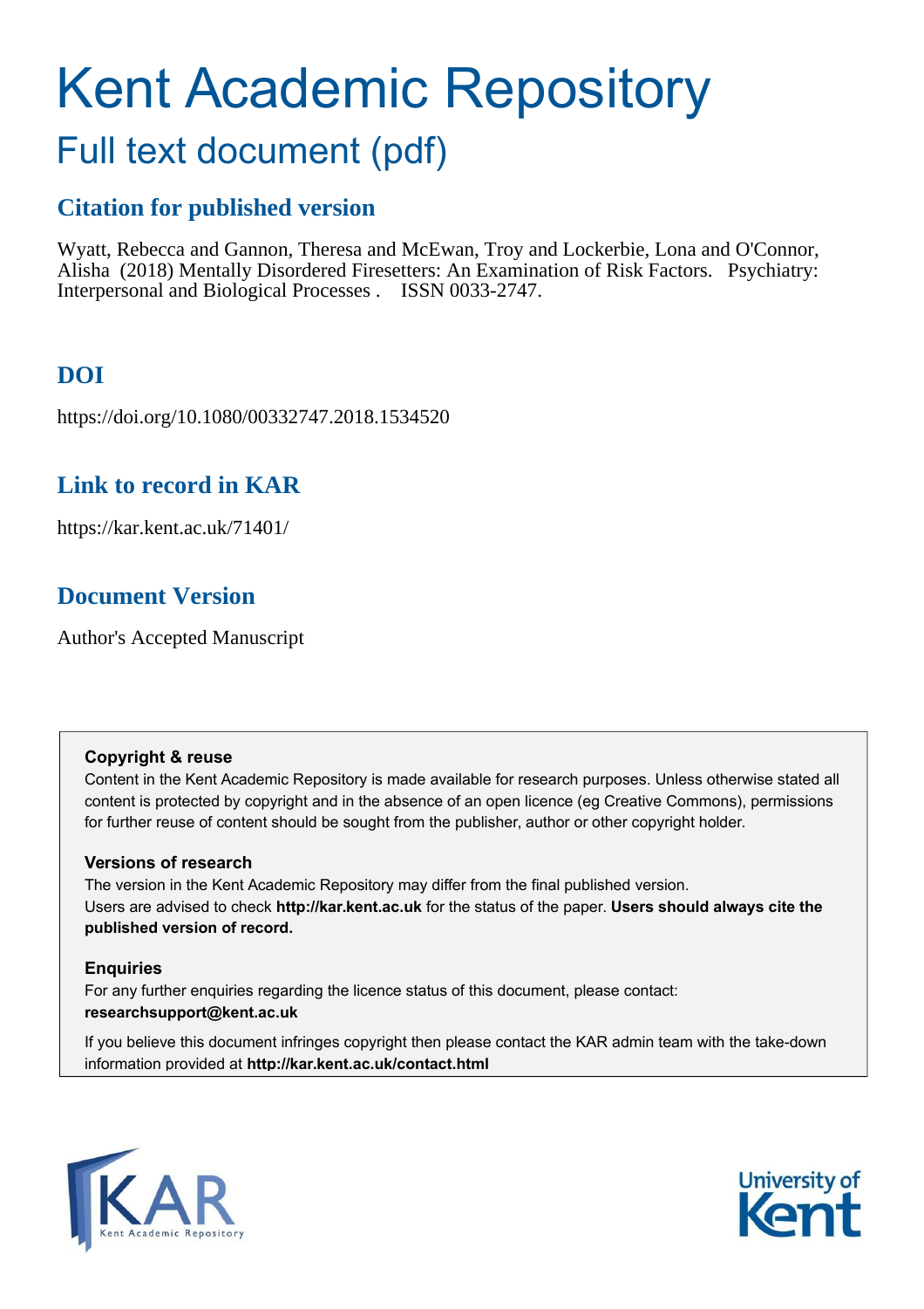# Kent Academic Repository

## Full text document (pdf)

### Citation for published version

Wyatt, Rebecca and Gannon, Theresa and McEwan, Troy and Lockerbie, Lona and O'Connor, Alisha (2018) Mentally Disordered Firesetters: An Examination of Risk Factors. Psychiatry: Interpersonal and Biological Processes . ISSN 0033-2747.

### DOI

https://doi.org/10.1080/00332747.2018.1534520

### Link to record in KAR

https://kar.kent.ac.uk/71401/

### Document Version

Author's Accepted Manuscript

**Copyright & reuse**

Content in the Kent Academic Repository is made available for research purposes. Unless otherwise stated all content is protected by copyright and in the absence of an open licence (eg Creative Commons), permissions for further reuse of content should be sought from the publisher, author or other copyright holder.

**Versions of research**

The version in the Kent Academic Repository may differ from the final published version. Users are advised to check **http://kar.kent.ac.uk** for the status of the paper. **Users should always cite the published version of record.**

**Enquiries**

For any further enquiries regarding the licence status of this document, please contact: **researchsupport@kent.ac.uk**

If you believe this document infringes copyright then please contact the KAR admin team with the take-down information provided at **http://kar.kent.ac.uk/contact.html**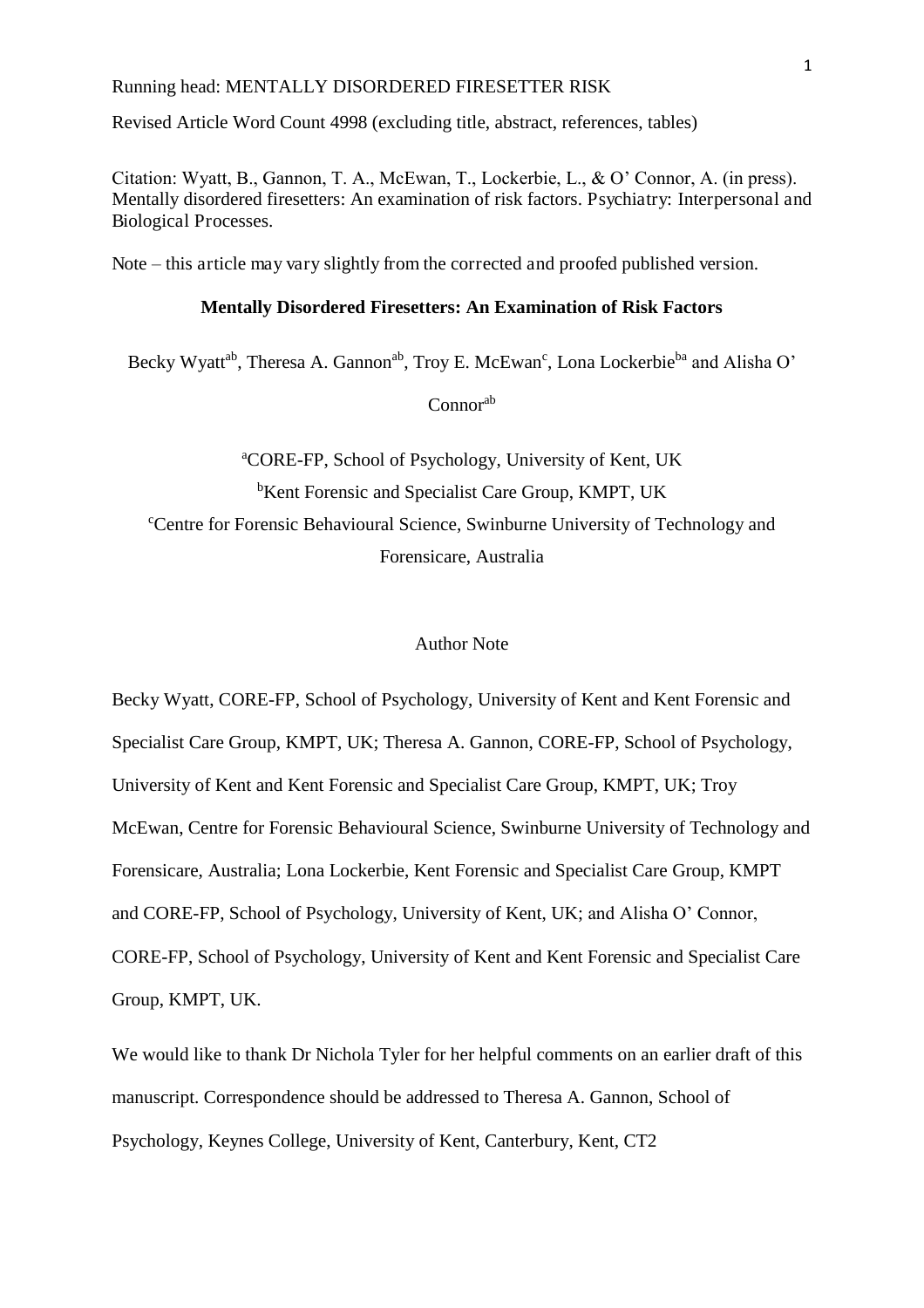Running head: MENTALLY DISORDERED FIRESETTER RISK

Revised Article Word Count 4998 (excluding title, abstract, references, tables)

Citation: Wyatt, B., Gannon, T. A., McEwan, T., Lockerbie, L., & O' Connor, A. (in press). Mentally disordered firesetters: An examination of risk factors. Psychiatry: Interpersonal and Biological Processes.

Note – this article may vary slightly from the corrected and proofed published version.

**Mentally Disordered Firesetters: An Examination of Risk Factors**

Becky Wyatt[ab], Theresa A. Gannon[ab], Troy E. McEwan[c], Lona Lockerbie[ba] and Alisha O' Connor[ab]

[a]CORE-FP, School of Psychology, University of Kent, UK

[b]Kent Forensic and Specialist Care Group, KMPT, UK

[c]Centre for Forensic Behavioural Science, Swinburne University of Technology and Forensicare, Australia

Author Note

Becky Wyatt, CORE-FP, School of Psychology, University of Kent and Kent Forensic and Specialist Care Group, KMPT, UK; Theresa A. Gannon, CORE-FP, School of Psychology, University of Kent and Kent Forensic and Specialist Care Group, KMPT, UK; Troy McEwan, Centre for Forensic Behavioural Science, Swinburne University of Technology and Forensicare, Australia; Lona Lockerbie, Kent Forensic and Specialist Care Group, KMPT and CORE-FP, School of Psychology, University of Kent, UK; and Alisha O' Connor, CORE-FP, School of Psychology, University of Kent and Kent Forensic and Specialist Care Group, KMPT, UK.

We would like to thank Dr Nichola Tyler for her helpful comments on an earlier draft of this manuscript. Correspondence should be addressed to Theresa A. Gannon, School of Psychology, Keynes College, University of Kent, Canterbury, Kent, CT2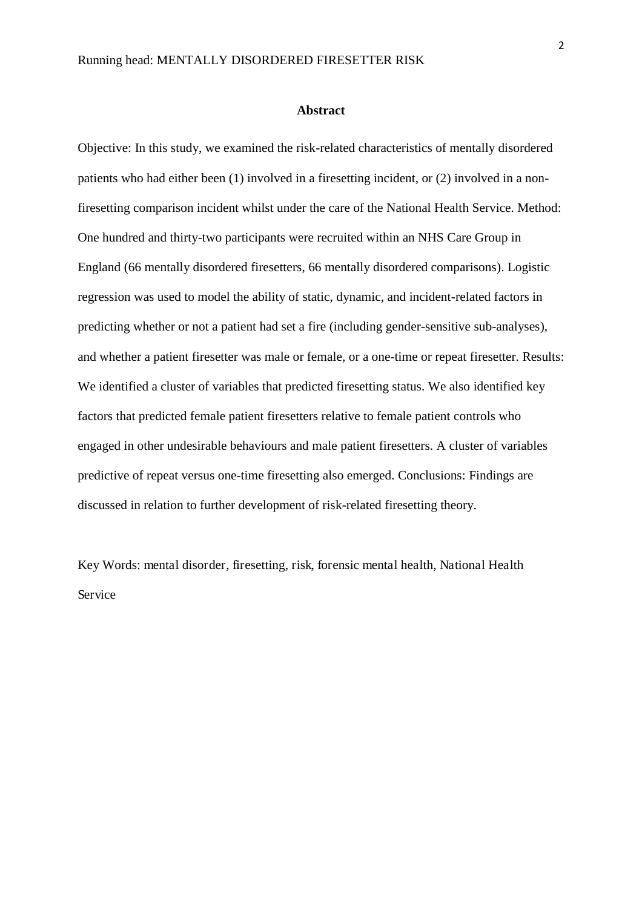## Abstract

Objective: In this study, we examined the risk-related characteristics of mentally disordered patients who had either been (1) involved in a firesetting incident, or (2) involved in a non-firesetting comparison incident whilst under the care of the National Health Service. Method: One hundred and thirty-two participants were recruited within an NHS Care Group in England (66 mentally disordered firesetters, 66 mentally disordered comparisons). Logistic regression was used to model the ability of static, dynamic, and incident-related factors in predicting whether or not a patient had set a fire (including gender-sensitive sub-analyses), and whether a patient firesetter was male or female, or a one-time or repeat firesetter. Results: We identified a cluster of variables that predicted firesetting status. We also identified key factors that predicted female patient firesetters relative to female patient controls who engaged in other undesirable behaviours and male patient firesetters. A cluster of variables predictive of repeat versus one-time firesetting also emerged. Conclusions: Findings are discussed in relation to further development of risk-related firesetting theory.

Key Words: mental disorder, firesetting, risk, forensic mental health, National Health Service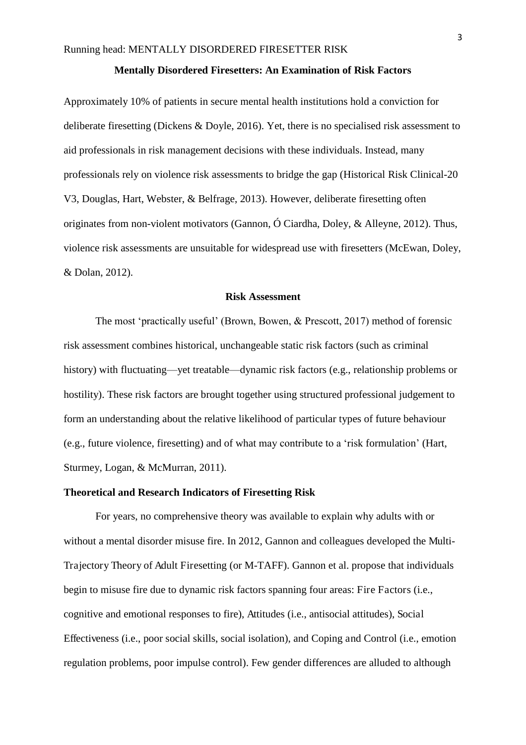**Mentally Disordered Firesetters: An Examination of Risk Factors**

Approximately 10% of patients in secure mental health institutions hold a conviction for deliberate firesetting (Dickens & Doyle, 2016). Yet, there is no specialised risk assessment to aid professionals in risk management decisions with these individuals. Instead, many professionals rely on violence risk assessments to bridge the gap (Historical Risk Clinical-20 V3, Douglas, Hart, Webster, & Belfrage, 2013). However, deliberate firesetting often originates from non-violent motivators (Gannon, Ó Ciardha, Doley, & Alleyne, 2012). Thus, violence risk assessments are unsuitable for widespread use with firesetters (McEwan, Doley, & Dolan, 2012).

## Risk Assessment

The most 'practically useful' (Brown, Bowen, & Prescott, 2017) method of forensic risk assessment combines historical, unchangeable static risk factors (such as criminal history) with fluctuating—yet treatable—dynamic risk factors (e.g., relationship problems or hostility). These risk factors are brought together using structured professional judgement to form an understanding about the relative likelihood of particular types of future behaviour (e.g., future violence, firesetting) and of what may contribute to a 'risk formulation' (Hart, Sturmey, Logan, & McMurran, 2011).

### Theoretical and Research Indicators of Firesetting Risk

For years, no comprehensive theory was available to explain why adults with or without a mental disorder misuse fire. In 2012, Gannon and colleagues developed the Multi-Trajectory Theory of Adult Firesetting (or M-TAFF). Gannon et al. propose that individuals begin to misuse fire due to dynamic risk factors spanning four areas: Fire Factors (i.e., cognitive and emotional responses to fire), Attitudes (i.e., antisocial attitudes), Social Effectiveness (i.e., poor social skills, social isolation), and Coping and Control (i.e., emotion regulation problems, poor impulse control). Few gender differences are alluded to although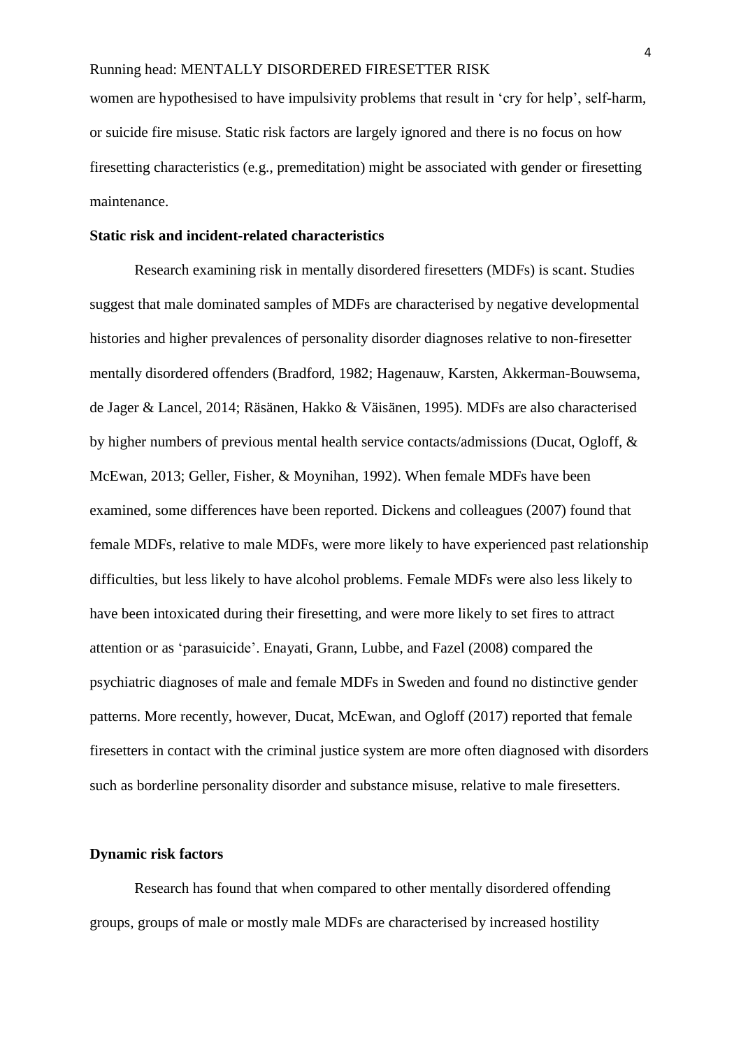women are hypothesised to have impulsivity problems that result in 'cry for help', self-harm, or suicide fire misuse. Static risk factors are largely ignored and there is no focus on how firesetting characteristics (e.g., premeditation) might be associated with gender or firesetting maintenance.

**Static risk and incident-related characteristics**

Research examining risk in mentally disordered firesetters (MDFs) is scant. Studies suggest that male dominated samples of MDFs are characterised by negative developmental histories and higher prevalences of personality disorder diagnoses relative to non-firesetter mentally disordered offenders (Bradford, 1982; Hagenauw, Karsten, Akkerman-Bouwsema, de Jager & Lancel, 2014; Räsänen, Hakko & Väisänen, 1995). MDFs are also characterised by higher numbers of previous mental health service contacts/admissions (Ducat, Ogloff, & McEwan, 2013; Geller, Fisher, & Moynihan, 1992). When female MDFs have been examined, some differences have been reported. Dickens and colleagues (2007) found that female MDFs, relative to male MDFs, were more likely to have experienced past relationship difficulties, but less likely to have alcohol problems. Female MDFs were also less likely to have been intoxicated during their firesetting, and were more likely to set fires to attract attention or as 'parasuicide'. Enayati, Grann, Lubbe, and Fazel (2008) compared the psychiatric diagnoses of male and female MDFs in Sweden and found no distinctive gender patterns. More recently, however, Ducat, McEwan, and Ogloff (2017) reported that female firesetters in contact with the criminal justice system are more often diagnosed with disorders such as borderline personality disorder and substance misuse, relative to male firesetters.

**Dynamic risk factors**

Research has found that when compared to other mentally disordered offending groups, groups of male or mostly male MDFs are characterised by increased hostility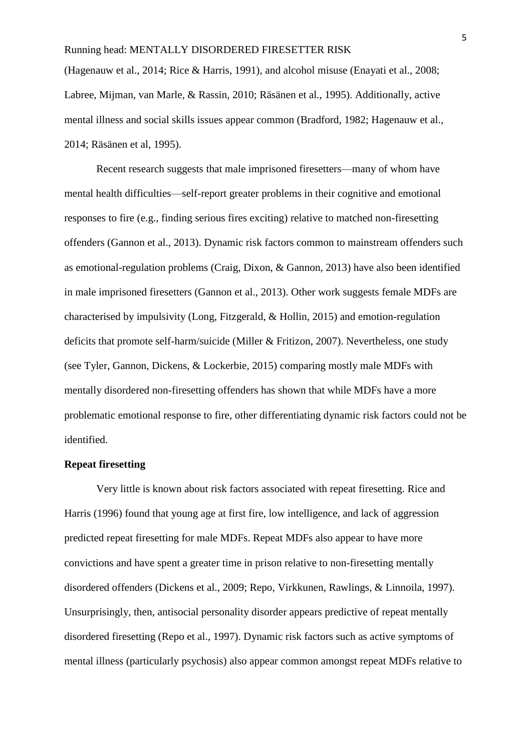(Hagenauw et al., 2014; Rice & Harris, 1991), and alcohol misuse (Enayati et al., 2008; Labree, Mijman, van Marle, & Rassin, 2010; Räsänen et al., 1995). Additionally, active mental illness and social skills issues appear common (Bradford, 1982; Hagenauw et al., 2014; Räsänen et al, 1995).

Recent research suggests that male imprisoned firesetters—many of whom have mental health difficulties—self-report greater problems in their cognitive and emotional responses to fire (e.g., finding serious fires exciting) relative to matched non-firesetting offenders (Gannon et al., 2013). Dynamic risk factors common to mainstream offenders such as emotional-regulation problems (Craig, Dixon, & Gannon, 2013) have also been identified in male imprisoned firesetters (Gannon et al., 2013). Other work suggests female MDFs are characterised by impulsivity (Long, Fitzgerald, & Hollin, 2015) and emotion-regulation deficits that promote self-harm/suicide (Miller & Fritizon, 2007). Nevertheless, one study (see Tyler, Gannon, Dickens, & Lockerbie, 2015) comparing mostly male MDFs with mentally disordered non-firesetting offenders has shown that while MDFs have a more problematic emotional response to fire, other differentiating dynamic risk factors could not be identified.

**Repeat firesetting**

Very little is known about risk factors associated with repeat firesetting. Rice and Harris (1996) found that young age at first fire, low intelligence, and lack of aggression predicted repeat firesetting for male MDFs. Repeat MDFs also appear to have more convictions and have spent a greater time in prison relative to non-firesetting mentally disordered offenders (Dickens et al., 2009; Repo, Virkkunen, Rawlings, & Linnoila, 1997). Unsurprisingly, then, antisocial personality disorder appears predictive of repeat mentally disordered firesetting (Repo et al., 1997). Dynamic risk factors such as active symptoms of mental illness (particularly psychosis) also appear common amongst repeat MDFs relative to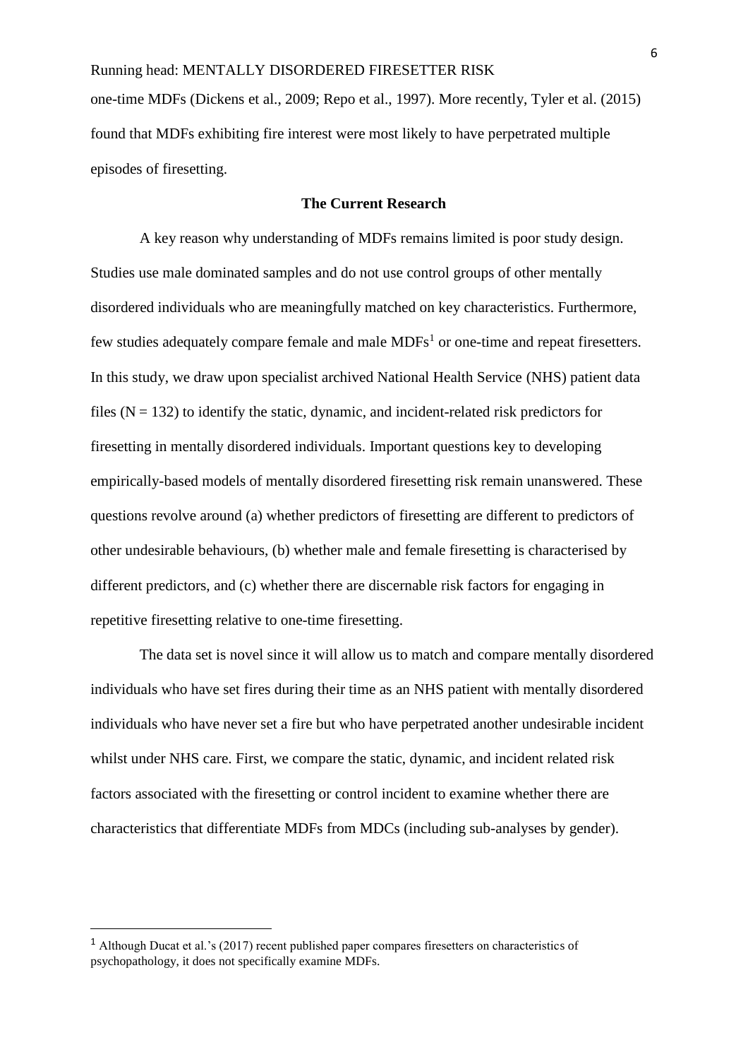one-time MDFs (Dickens et al., 2009; Repo et al., 1997). More recently, Tyler et al. (2015) found that MDFs exhibiting fire interest were most likely to have perpetrated multiple episodes of firesetting.

## The Current Research

A key reason why understanding of MDFs remains limited is poor study design. Studies use male dominated samples and do not use control groups of other mentally disordered individuals who are meaningfully matched on key characteristics. Furthermore, few studies adequately compare female and male MDFs[1] or one-time and repeat firesetters. In this study, we draw upon specialist archived National Health Service (NHS) patient data files (N = 132) to identify the static, dynamic, and incident-related risk predictors for firesetting in mentally disordered individuals. Important questions key to developing empirically-based models of mentally disordered firesetting risk remain unanswered. These questions revolve around (a) whether predictors of firesetting are different to predictors of other undesirable behaviours, (b) whether male and female firesetting is characterised by different predictors, and (c) whether there are discernable risk factors for engaging in repetitive firesetting relative to one-time firesetting.

The data set is novel since it will allow us to match and compare mentally disordered individuals who have set fires during their time as an NHS patient with mentally disordered individuals who have never set a fire but who have perpetrated another undesirable incident whilst under NHS care. First, we compare the static, dynamic, and incident related risk factors associated with the firesetting or control incident to examine whether there are characteristics that differentiate MDFs from MDCs (including sub-analyses by gender).

[1] Although Ducat et al.'s (2017) recent published paper compares firesetters on characteristics of psychopathology, it does not specifically examine MDFs.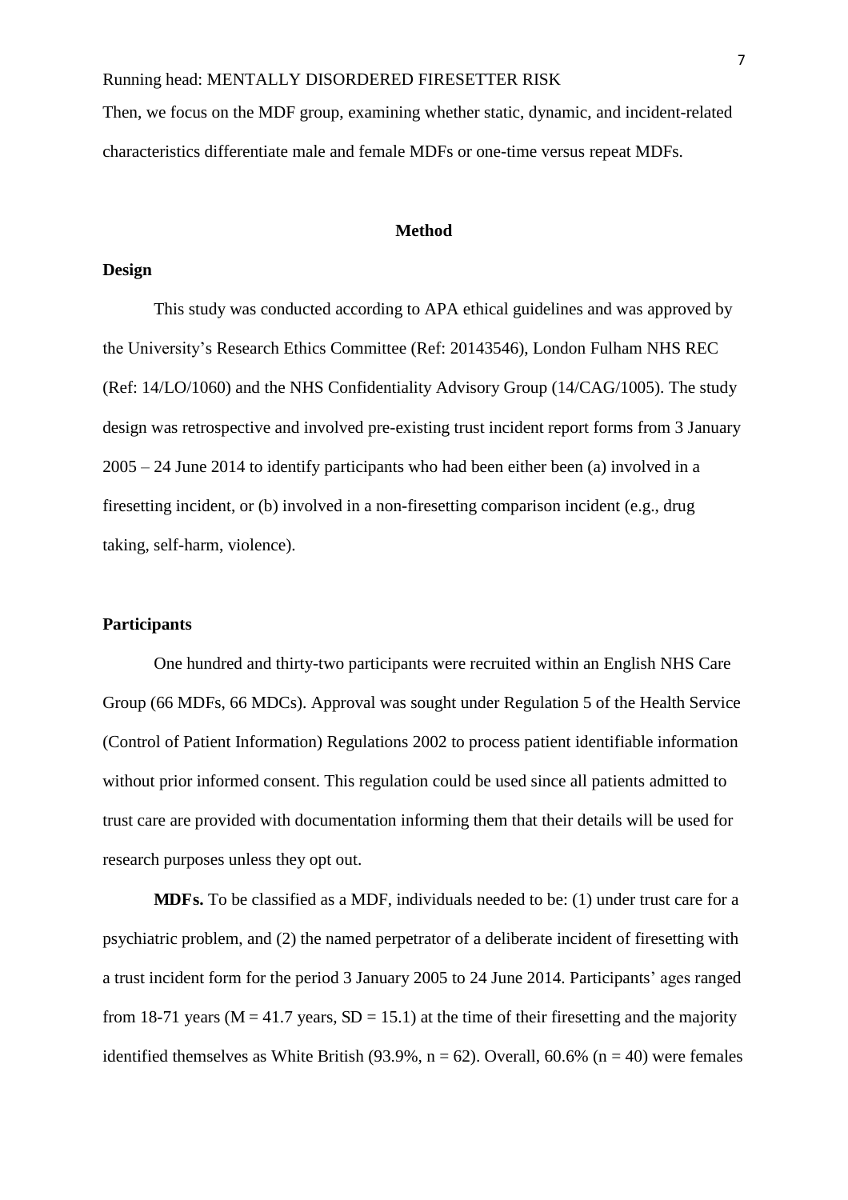Then, we focus on the MDF group, examining whether static, dynamic, and incident-related characteristics differentiate male and female MDFs or one-time versus repeat MDFs.

# Method

## Design

This study was conducted according to APA ethical guidelines and was approved by the University's Research Ethics Committee (Ref: 20143546), London Fulham NHS REC (Ref: 14/LO/1060) and the NHS Confidentiality Advisory Group (14/CAG/1005). The study design was retrospective and involved pre-existing trust incident report forms from 3 January 2005 – 24 June 2014 to identify participants who had been either been (a) involved in a firesetting incident, or (b) involved in a non-firesetting comparison incident (e.g., drug taking, self-harm, violence).

## Participants

One hundred and thirty-two participants were recruited within an English NHS Care Group (66 MDFs, 66 MDCs). Approval was sought under Regulation 5 of the Health Service (Control of Patient Information) Regulations 2002 to process patient identifiable information without prior informed consent. This regulation could be used since all patients admitted to trust care are provided with documentation informing them that their details will be used for research purposes unless they opt out.

**MDFs.** To be classified as a MDF, individuals needed to be: (1) under trust care for a psychiatric problem, and (2) the named perpetrator of a deliberate incident of firesetting with a trust incident form for the period 3 January 2005 to 24 June 2014. Participants' ages ranged from 18-71 years ($M = 41.7$ years, $SD = 15.1$) at the time of their firesetting and the majority identified themselves as White British (93.9%, $n = 62$). Overall, 60.6% ($n = 40$) were females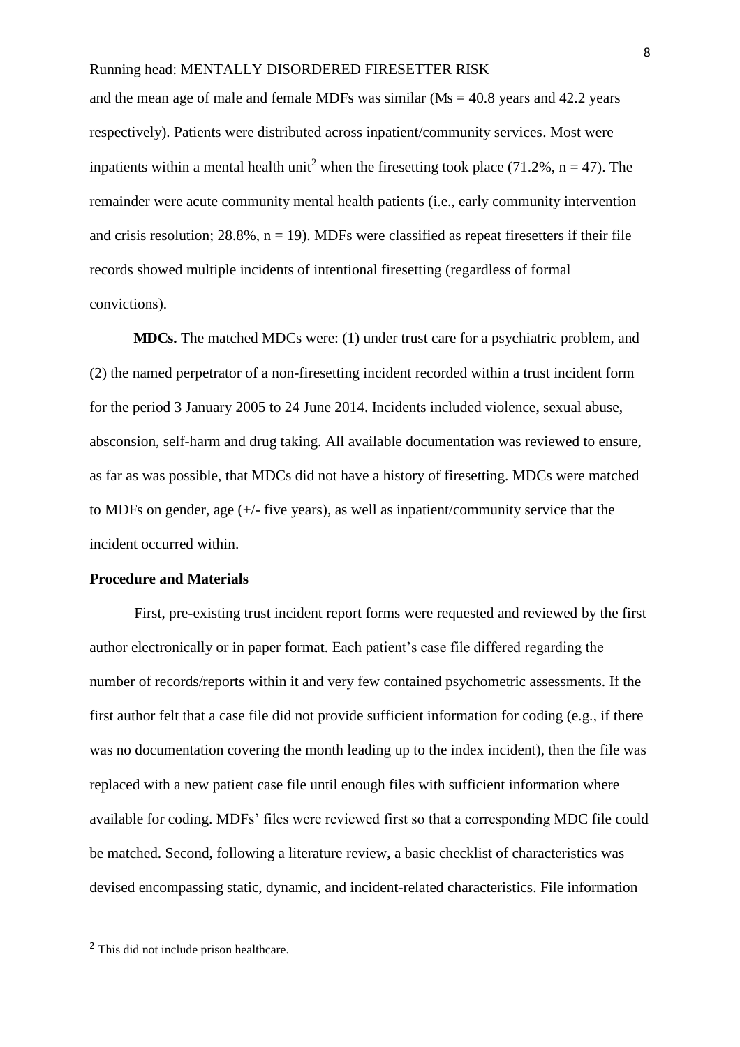and the mean age of male and female MDFs was similar (*M*s = 40.8 years and 42.2 years respectively). Patients were distributed across inpatient/community services. Most were inpatients within a mental health unit[2] when the firesetting took place (71.2%, n = 47). The remainder were acute community mental health patients (i.e., early community intervention and crisis resolution; 28.8%, n = 19). MDFs were classified as repeat firesetters if their file records showed multiple incidents of intentional firesetting (regardless of formal convictions).

**MDCs.** The matched MDCs were: (1) under trust care for a psychiatric problem, and (2) the named perpetrator of a non-firesetting incident recorded within a trust incident form for the period 3 January 2005 to 24 June 2014. Incidents included violence, sexual abuse, absconsion, self-harm and drug taking. All available documentation was reviewed to ensure, as far as was possible, that MDCs did not have a history of firesetting. MDCs were matched to MDFs on gender, age (+/- five years), as well as inpatient/community service that the incident occurred within.

## Procedure and Materials

First, pre-existing trust incident report forms were requested and reviewed by the first author electronically or in paper format. Each patient's case file differed regarding the number of records/reports within it and very few contained psychometric assessments. If the first author felt that a case file did not provide sufficient information for coding (e.g., if there was no documentation covering the month leading up to the index incident), then the file was replaced with a new patient case file until enough files with sufficient information where available for coding. MDFs' files were reviewed first so that a corresponding MDC file could be matched. Second, following a literature review, a basic checklist of characteristics was devised encompassing static, dynamic, and incident-related characteristics. File information

[2] This did not include prison healthcare.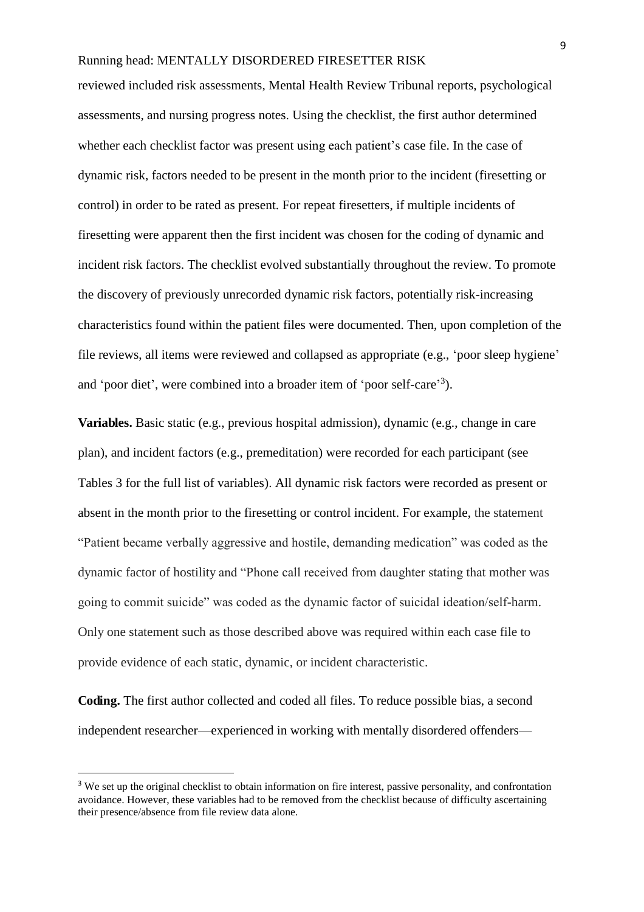reviewed included risk assessments, Mental Health Review Tribunal reports, psychological assessments, and nursing progress notes. Using the checklist, the first author determined whether each checklist factor was present using each patient's case file. In the case of dynamic risk, factors needed to be present in the month prior to the incident (firesetting or control) in order to be rated as present. For repeat firesetters, if multiple incidents of firesetting were apparent then the first incident was chosen for the coding of dynamic and incident risk factors. The checklist evolved substantially throughout the review. To promote the discovery of previously unrecorded dynamic risk factors, potentially risk-increasing characteristics found within the patient files were documented. Then, upon completion of the file reviews, all items were reviewed and collapsed as appropriate (e.g., 'poor sleep hygiene' and 'poor diet', were combined into a broader item of 'poor self-care'[3]).

**Variables.** Basic static (e.g., previous hospital admission), dynamic (e.g., change in care plan), and incident factors (e.g., premeditation) were recorded for each participant (see Tables 3 for the full list of variables). All dynamic risk factors were recorded as present or absent in the month prior to the firesetting or control incident. For example, the statement "Patient became verbally aggressive and hostile, demanding medication" was coded as the dynamic factor of hostility and "Phone call received from daughter stating that mother was going to commit suicide" was coded as the dynamic factor of suicidal ideation/self-harm. Only one statement such as those described above was required within each case file to provide evidence of each static, dynamic, or incident characteristic.

**Coding.** The first author collected and coded all files. To reduce possible bias, a second independent researcher—experienced in working with mentally disordered offenders—

[3] We set up the original checklist to obtain information on fire interest, passive personality, and confrontation avoidance. However, these variables had to be removed from the checklist because of difficulty ascertaining their presence/absence from file review data alone.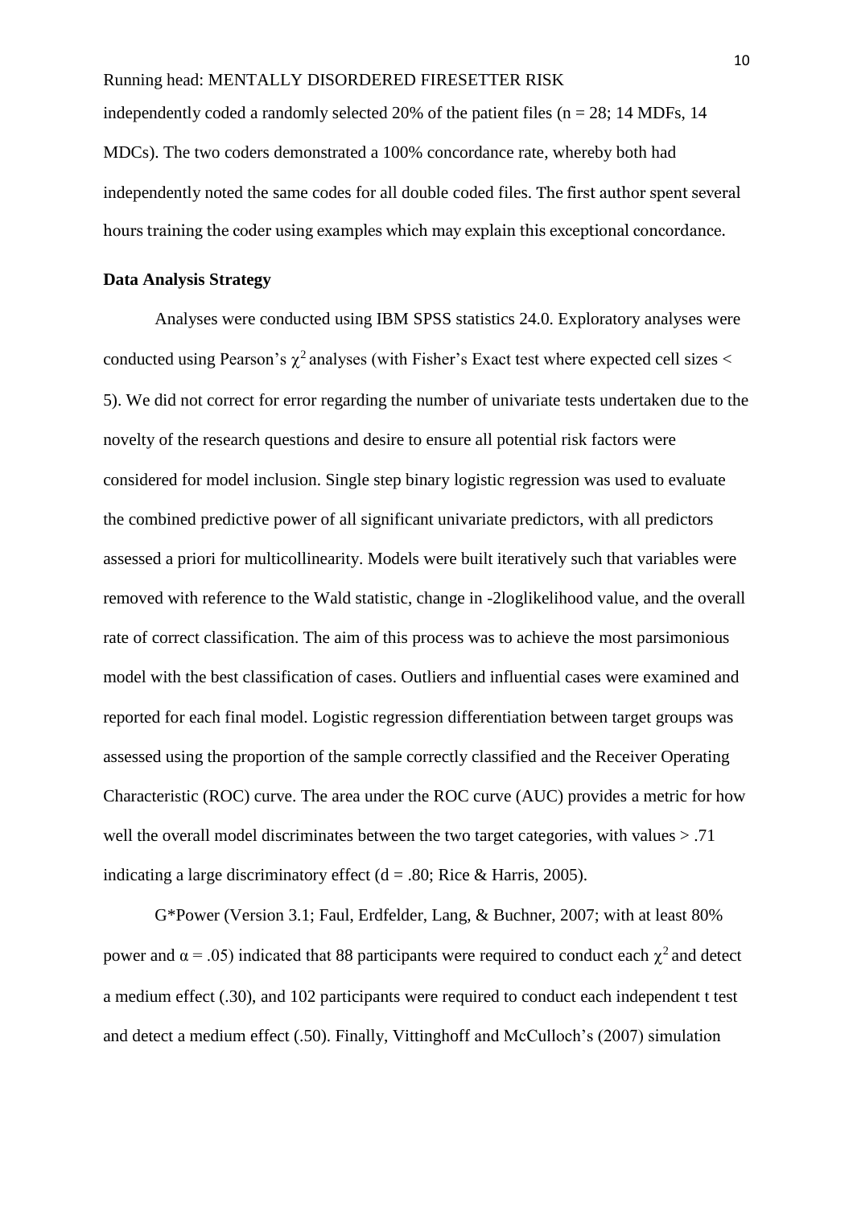independently coded a randomly selected 20% of the patient files (n = 28; 14 MDFs, 14 MDCs). The two coders demonstrated a 100% concordance rate, whereby both had independently noted the same codes for all double coded files. The first author spent several hours training the coder using examples which may explain this exceptional concordance.

**Data Analysis Strategy**

Analyses were conducted using IBM SPSS statistics 24.0. Exploratory analyses were conducted using Pearson's $\chi^2$ analyses (with Fisher's Exact test where expected cell sizes < 5). We did not correct for error regarding the number of univariate tests undertaken due to the novelty of the research questions and desire to ensure all potential risk factors were considered for model inclusion. Single step binary logistic regression was used to evaluate the combined predictive power of all significant univariate predictors, with all predictors assessed a priori for multicollinearity. Models were built iteratively such that variables were removed with reference to the Wald statistic, change in -2loglikelihood value, and the overall rate of correct classification. The aim of this process was to achieve the most parsimonious model with the best classification of cases. Outliers and influential cases were examined and reported for each final model. Logistic regression differentiation between target groups was assessed using the proportion of the sample correctly classified and the Receiver Operating Characteristic (ROC) curve. The area under the ROC curve (AUC) provides a metric for how well the overall model discriminates between the two target categories, with values > .71 indicating a large discriminatory effect (d = .80; Rice & Harris, 2005).

G*Power (Version 3.1; Faul, Erdfelder, Lang, & Buchner, 2007; with at least 80% power and $\alpha = .05$) indicated that 88 participants were required to conduct each $\chi^2$ and detect a medium effect (.30), and 102 participants were required to conduct each independent t test and detect a medium effect (.50). Finally, Vittinghoff and McCulloch's (2007) simulation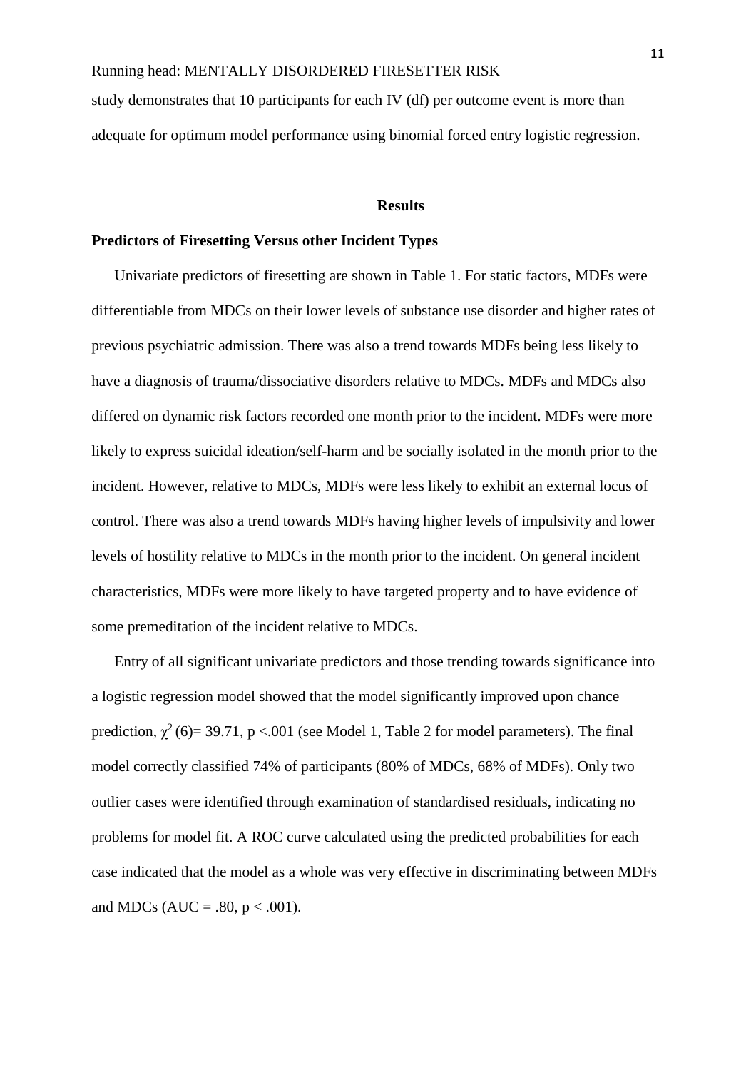study demonstrates that 10 participants for each IV (df) per outcome event is more than adequate for optimum model performance using binomial forced entry logistic regression.

## Results

### Predictors of Firesetting Versus other Incident Types

Univariate predictors of firesetting are shown in Table 1. For static factors, MDFs were differentiable from MDCs on their lower levels of substance use disorder and higher rates of previous psychiatric admission. There was also a trend towards MDFs being less likely to have a diagnosis of trauma/dissociative disorders relative to MDCs. MDFs and MDCs also differed on dynamic risk factors recorded one month prior to the incident. MDFs were more likely to express suicidal ideation/self-harm and be socially isolated in the month prior to the incident. However, relative to MDCs, MDFs were less likely to exhibit an external locus of control. There was also a trend towards MDFs having higher levels of impulsivity and lower levels of hostility relative to MDCs in the month prior to the incident. On general incident characteristics, MDFs were more likely to have targeted property and to have evidence of some premeditation of the incident relative to MDCs.

Entry of all significant univariate predictors and those trending towards significance into a logistic regression model showed that the model significantly improved upon chance prediction, $\chi^2(6) = 39.71$, $p < .001$ (see Model 1, Table 2 for model parameters). The final model correctly classified 74% of participants (80% of MDCs, 68% of MDFs). Only two outlier cases were identified through examination of standardised residuals, indicating no problems for model fit. A ROC curve calculated using the predicted probabilities for each case indicated that the model as a whole was very effective in discriminating between MDFs and MDCs (AUC = .80, $p < .001$).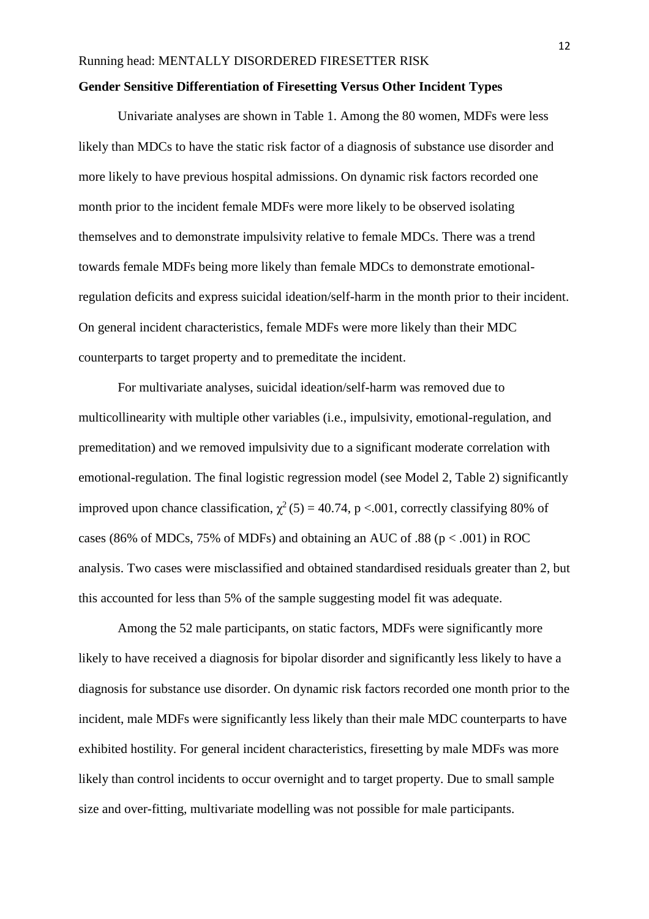**Gender Sensitive Differentiation of Firesetting Versus Other Incident Types**

Univariate analyses are shown in Table 1. Among the 80 women, MDFs were less likely than MDCs to have the static risk factor of a diagnosis of substance use disorder and more likely to have previous hospital admissions. On dynamic risk factors recorded one month prior to the incident female MDFs were more likely to be observed isolating themselves and to demonstrate impulsivity relative to female MDCs. There was a trend towards female MDFs being more likely than female MDCs to demonstrate emotional-regulation deficits and express suicidal ideation/self-harm in the month prior to their incident. On general incident characteristics, female MDFs were more likely than their MDC counterparts to target property and to premeditate the incident.

For multivariate analyses, suicidal ideation/self-harm was removed due to multicollinearity with multiple other variables (i.e., impulsivity, emotional-regulation, and premeditation) and we removed impulsivity due to a significant moderate correlation with emotional-regulation. The final logistic regression model (see Model 2, Table 2) significantly improved upon chance classification, $\chi^2(5) = 40.74$, $p < .001$, correctly classifying 80% of cases (86% of MDCs, 75% of MDFs) and obtaining an AUC of .88 ($p < .001$) in ROC analysis. Two cases were misclassified and obtained standardised residuals greater than 2, but this accounted for less than 5% of the sample suggesting model fit was adequate.

Among the 52 male participants, on static factors, MDFs were significantly more likely to have received a diagnosis for bipolar disorder and significantly less likely to have a diagnosis for substance use disorder. On dynamic risk factors recorded one month prior to the incident, male MDFs were significantly less likely than their male MDC counterparts to have exhibited hostility. For general incident characteristics, firesetting by male MDFs was more likely than control incidents to occur overnight and to target property. Due to small sample size and over-fitting, multivariate modelling was not possible for male participants.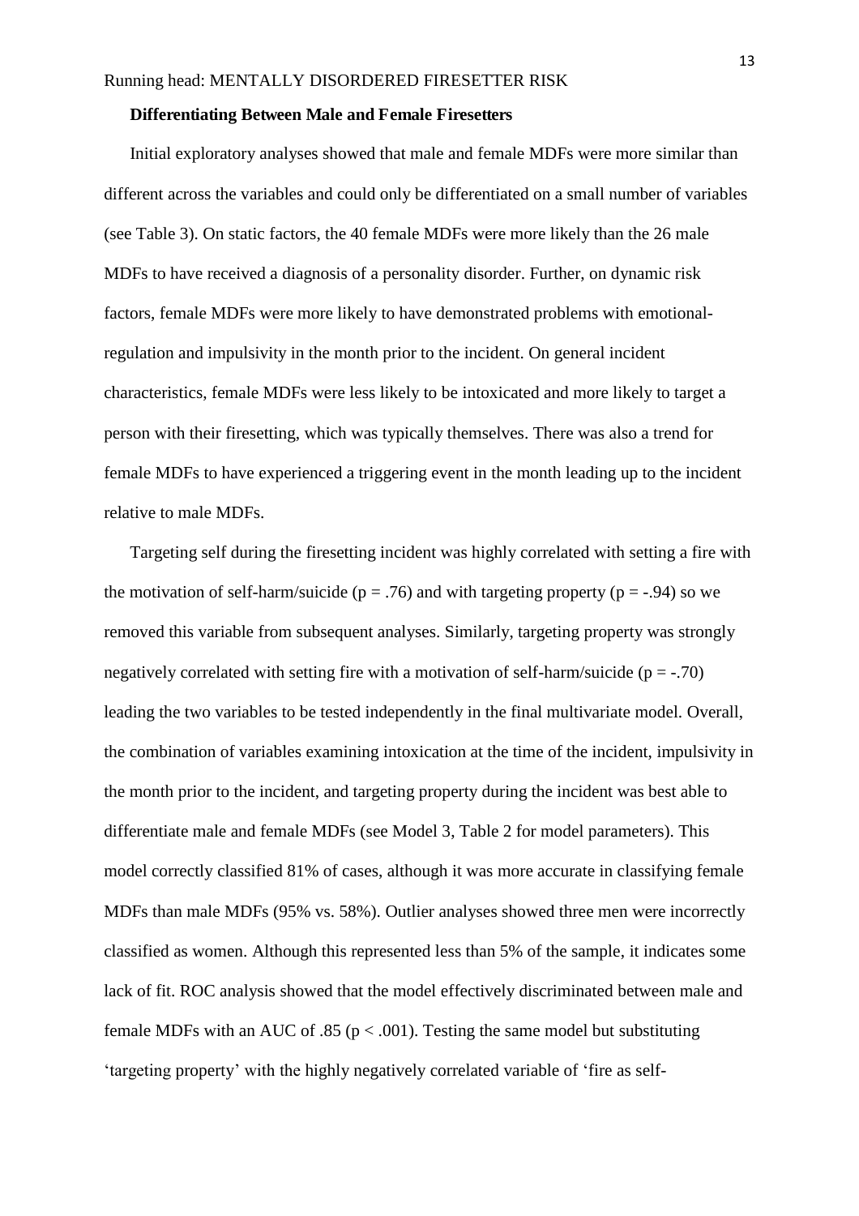### Differentiating Between Male and Female Firesetters

Initial exploratory analyses showed that male and female MDFs were more similar than different across the variables and could only be differentiated on a small number of variables (see Table 3). On static factors, the 40 female MDFs were more likely than the 26 male MDFs to have received a diagnosis of a personality disorder. Further, on dynamic risk factors, female MDFs were more likely to have demonstrated problems with emotional-regulation and impulsivity in the month prior to the incident. On general incident characteristics, female MDFs were less likely to be intoxicated and more likely to target a person with their firesetting, which was typically themselves. There was also a trend for female MDFs to have experienced a triggering event in the month leading up to the incident relative to male MDFs.

Targeting self during the firesetting incident was highly correlated with setting a fire with the motivation of self-harm/suicide ($p = .76$) and with targeting property ($p = -.94$) so we removed this variable from subsequent analyses. Similarly, targeting property was strongly negatively correlated with setting fire with a motivation of self-harm/suicide ($p = -.70$) leading the two variables to be tested independently in the final multivariate model. Overall, the combination of variables examining intoxication at the time of the incident, impulsivity in the month prior to the incident, and targeting property during the incident was best able to differentiate male and female MDFs (see Model 3, Table 2 for model parameters). This model correctly classified 81% of cases, although it was more accurate in classifying female MDFs than male MDFs (95% vs. 58%). Outlier analyses showed three men were incorrectly classified as women. Although this represented less than 5% of the sample, it indicates some lack of fit. ROC analysis showed that the model effectively discriminated between male and female MDFs with an AUC of .85 ($p < .001$). Testing the same model but substituting 'targeting property' with the highly negatively correlated variable of 'fire as self-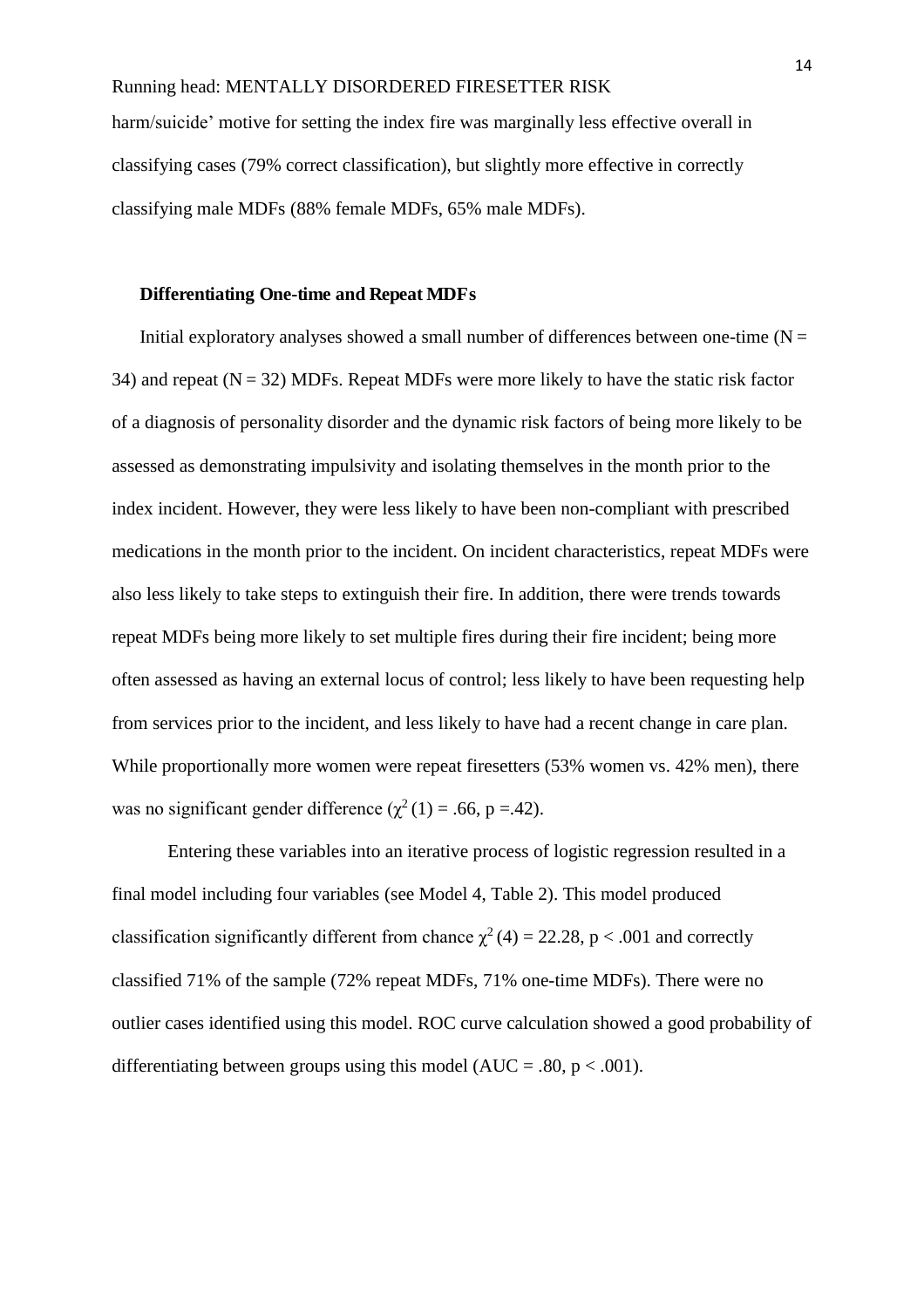harm/suicide' motive for setting the index fire was marginally less effective overall in classifying cases (79% correct classification), but slightly more effective in correctly classifying male MDFs (88% female MDFs, 65% male MDFs).

### Differentiating One-time and Repeat MDFs

Initial exploratory analyses showed a small number of differences between one-time (N = 34) and repeat (N = 32) MDFs. Repeat MDFs were more likely to have the static risk factor of a diagnosis of personality disorder and the dynamic risk factors of being more likely to be assessed as demonstrating impulsivity and isolating themselves in the month prior to the index incident. However, they were less likely to have been non-compliant with prescribed medications in the month prior to the incident. On incident characteristics, repeat MDFs were also less likely to take steps to extinguish their fire. In addition, there were trends towards repeat MDFs being more likely to set multiple fires during their fire incident; being more often assessed as having an external locus of control; less likely to have been requesting help from services prior to the incident, and less likely to have had a recent change in care plan. While proportionally more women were repeat firesetters (53% women vs. 42% men), there was no significant gender difference ($\chi^2$ (1) = .66, p =.42).

Entering these variables into an iterative process of logistic regression resulted in a final model including four variables (see Model 4, Table 2). This model produced classification significantly different from chance $\chi^2$ (4) = 22.28, p < .001 and correctly classified 71% of the sample (72% repeat MDFs, 71% one-time MDFs). There were no outlier cases identified using this model. ROC curve calculation showed a good probability of differentiating between groups using this model (AUC = .80, p < .001).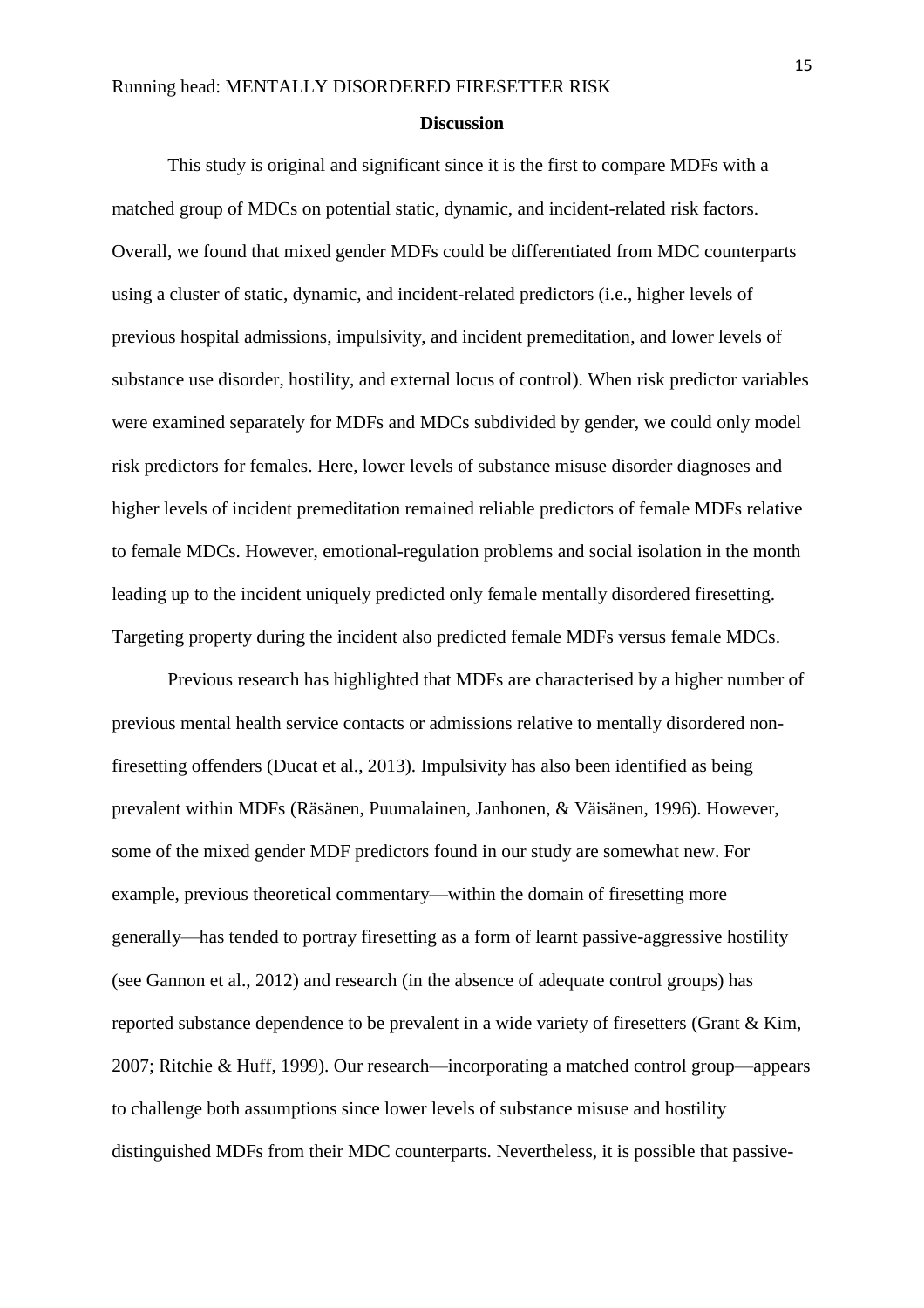## Discussion

This study is original and significant since it is the first to compare MDFs with a matched group of MDCs on potential static, dynamic, and incident-related risk factors. Overall, we found that mixed gender MDFs could be differentiated from MDC counterparts using a cluster of static, dynamic, and incident-related predictors (i.e., higher levels of previous hospital admissions, impulsivity, and incident premeditation, and lower levels of substance use disorder, hostility, and external locus of control). When risk predictor variables were examined separately for MDFs and MDCs subdivided by gender, we could only model risk predictors for females. Here, lower levels of substance misuse disorder diagnoses and higher levels of incident premeditation remained reliable predictors of female MDFs relative to female MDCs. However, emotional-regulation problems and social isolation in the month leading up to the incident uniquely predicted only female mentally disordered firesetting. Targeting property during the incident also predicted female MDFs versus female MDCs.

Previous research has highlighted that MDFs are characterised by a higher number of previous mental health service contacts or admissions relative to mentally disordered non-firesetting offenders (Ducat et al., 2013). Impulsivity has also been identified as being prevalent within MDFs (Räsänen, Puumalainen, Janhonen, & Väisänen, 1996). However, some of the mixed gender MDF predictors found in our study are somewhat new. For example, previous theoretical commentary—within the domain of firesetting more generally—has tended to portray firesetting as a form of learnt passive-aggressive hostility (see Gannon et al., 2012) and research (in the absence of adequate control groups) has reported substance dependence to be prevalent in a wide variety of firesetters (Grant & Kim, 2007; Ritchie & Huff, 1999). Our research—incorporating a matched control group—appears to challenge both assumptions since lower levels of substance misuse and hostility distinguished MDFs from their MDC counterparts. Nevertheless, it is possible that passive-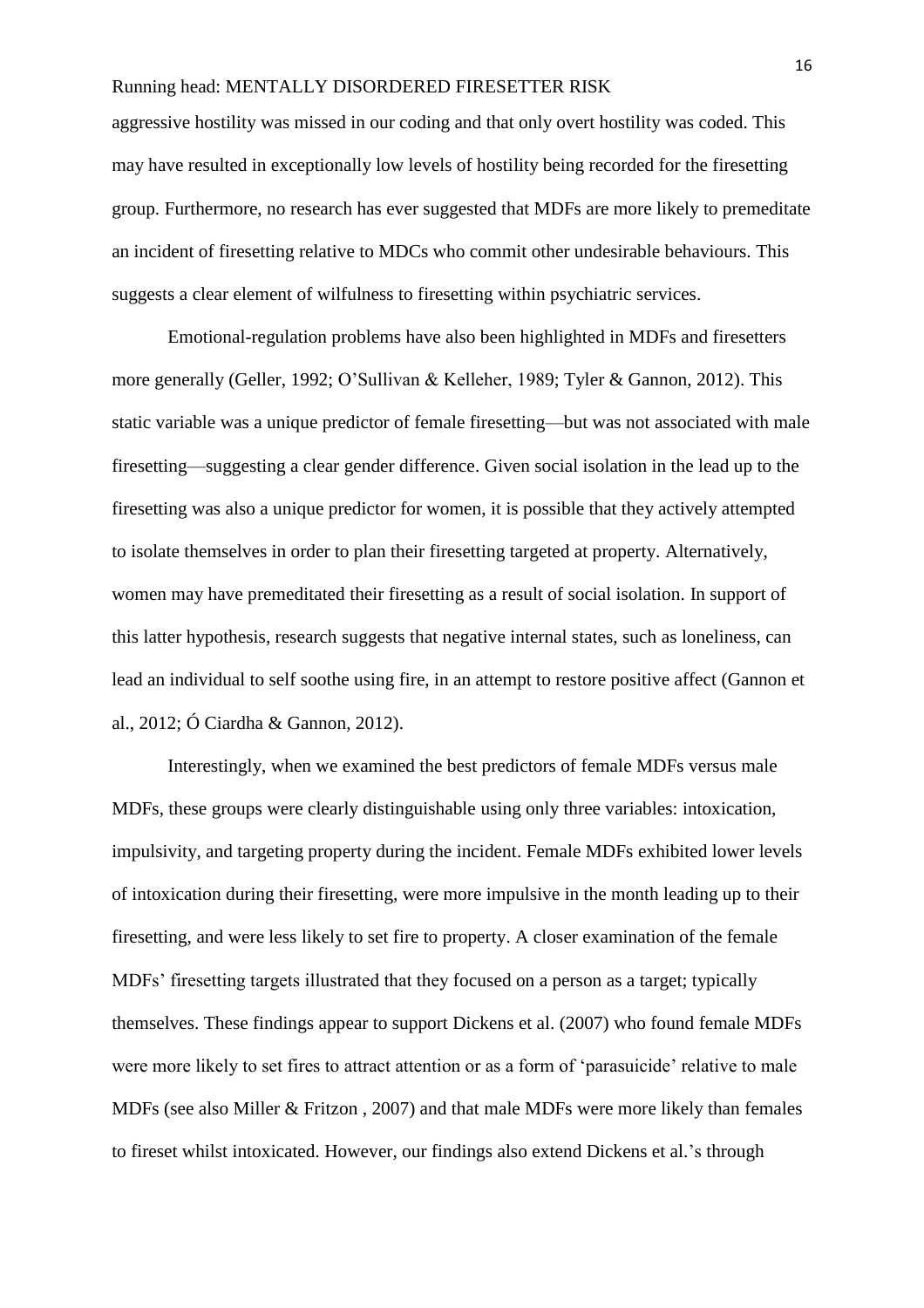aggressive hostility was missed in our coding and that only overt hostility was coded. This may have resulted in exceptionally low levels of hostility being recorded for the firesetting group. Furthermore, no research has ever suggested that MDFs are more likely to premeditate an incident of firesetting relative to MDCs who commit other undesirable behaviours. This suggests a clear element of wilfulness to firesetting within psychiatric services.

Emotional-regulation problems have also been highlighted in MDFs and firesetters more generally (Geller, 1992; O'Sullivan & Kelleher, 1989; Tyler & Gannon, 2012). This static variable was a unique predictor of female firesetting—but was not associated with male firesetting—suggesting a clear gender difference. Given social isolation in the lead up to the firesetting was also a unique predictor for women, it is possible that they actively attempted to isolate themselves in order to plan their firesetting targeted at property. Alternatively, women may have premeditated their firesetting as a result of social isolation. In support of this latter hypothesis, research suggests that negative internal states, such as loneliness, can lead an individual to self soothe using fire, in an attempt to restore positive affect (Gannon et al., 2012; Ó Ciardha & Gannon, 2012).

Interestingly, when we examined the best predictors of female MDFs versus male MDFs, these groups were clearly distinguishable using only three variables: intoxication, impulsivity, and targeting property during the incident. Female MDFs exhibited lower levels of intoxication during their firesetting, were more impulsive in the month leading up to their firesetting, and were less likely to set fire to property. A closer examination of the female MDFs' firesetting targets illustrated that they focused on a person as a target; typically themselves. These findings appear to support Dickens et al. (2007) who found female MDFs were more likely to set fires to attract attention or as a form of 'parasuicide' relative to male MDFs (see also Miller & Fritzon , 2007) and that male MDFs were more likely than females to fireset whilst intoxicated. However, our findings also extend Dickens et al.'s through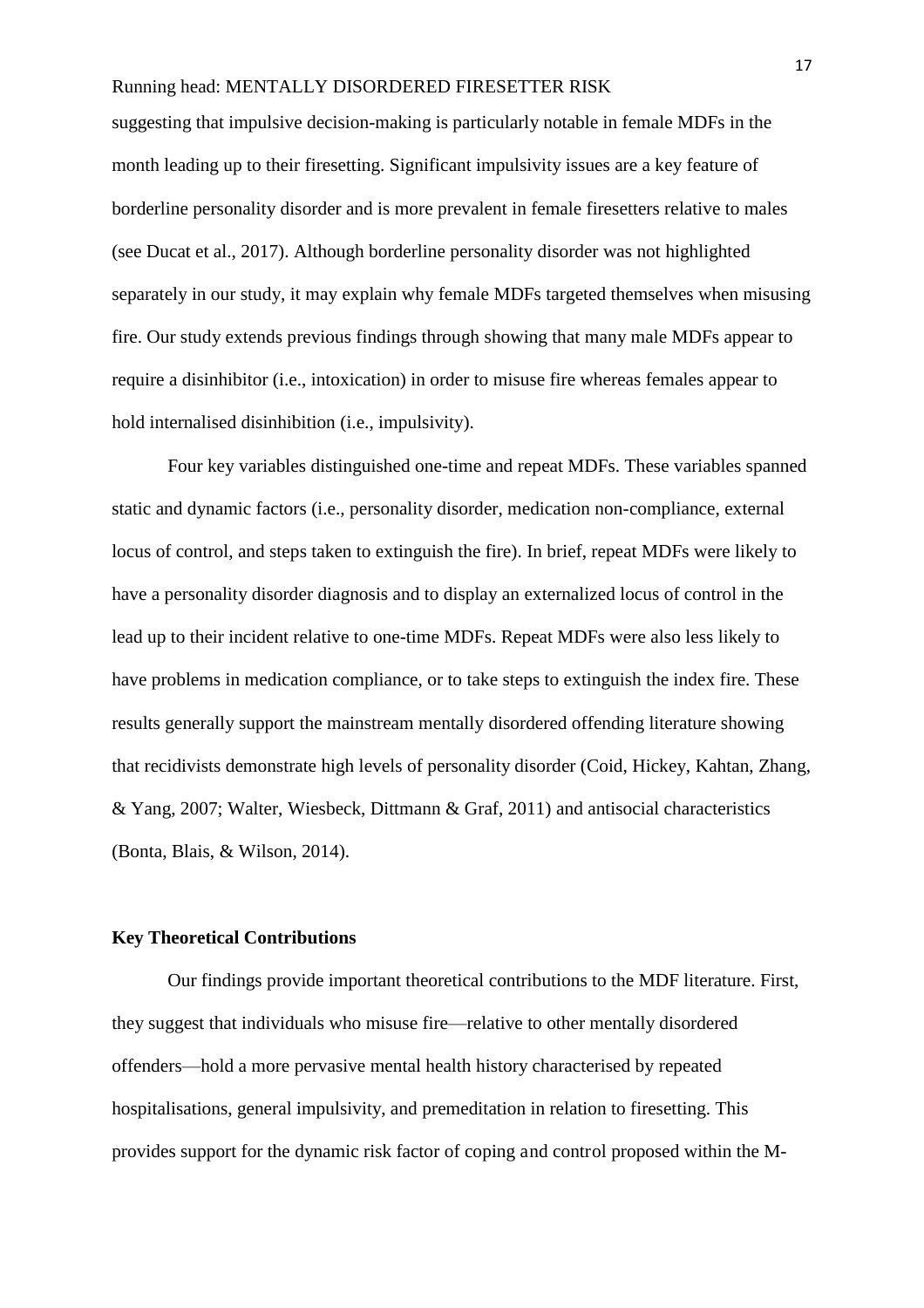suggesting that impulsive decision-making is particularly notable in female MDFs in the month leading up to their firesetting. Significant impulsivity issues are a key feature of borderline personality disorder and is more prevalent in female firesetters relative to males (see Ducat et al., 2017). Although borderline personality disorder was not highlighted separately in our study, it may explain why female MDFs targeted themselves when misusing fire. Our study extends previous findings through showing that many male MDFs appear to require a disinhibitor (i.e., intoxication) in order to misuse fire whereas females appear to hold internalised disinhibition (i.e., impulsivity).

Four key variables distinguished one-time and repeat MDFs. These variables spanned static and dynamic factors (i.e., personality disorder, medication non-compliance, external locus of control, and steps taken to extinguish the fire). In brief, repeat MDFs were likely to have a personality disorder diagnosis and to display an externalized locus of control in the lead up to their incident relative to one-time MDFs. Repeat MDFs were also less likely to have problems in medication compliance, or to take steps to extinguish the index fire. These results generally support the mainstream mentally disordered offending literature showing that recidivists demonstrate high levels of personality disorder (Coid, Hickey, Kahtan, Zhang, & Yang, 2007; Walter, Wiesbeck, Dittmann & Graf, 2011) and antisocial characteristics (Bonta, Blais, & Wilson, 2014).

## Key Theoretical Contributions

Our findings provide important theoretical contributions to the MDF literature. First, they suggest that individuals who misuse fire—relative to other mentally disordered offenders—hold a more pervasive mental health history characterised by repeated hospitalisations, general impulsivity, and premeditation in relation to firesetting. This provides support for the dynamic risk factor of coping and control proposed within the M-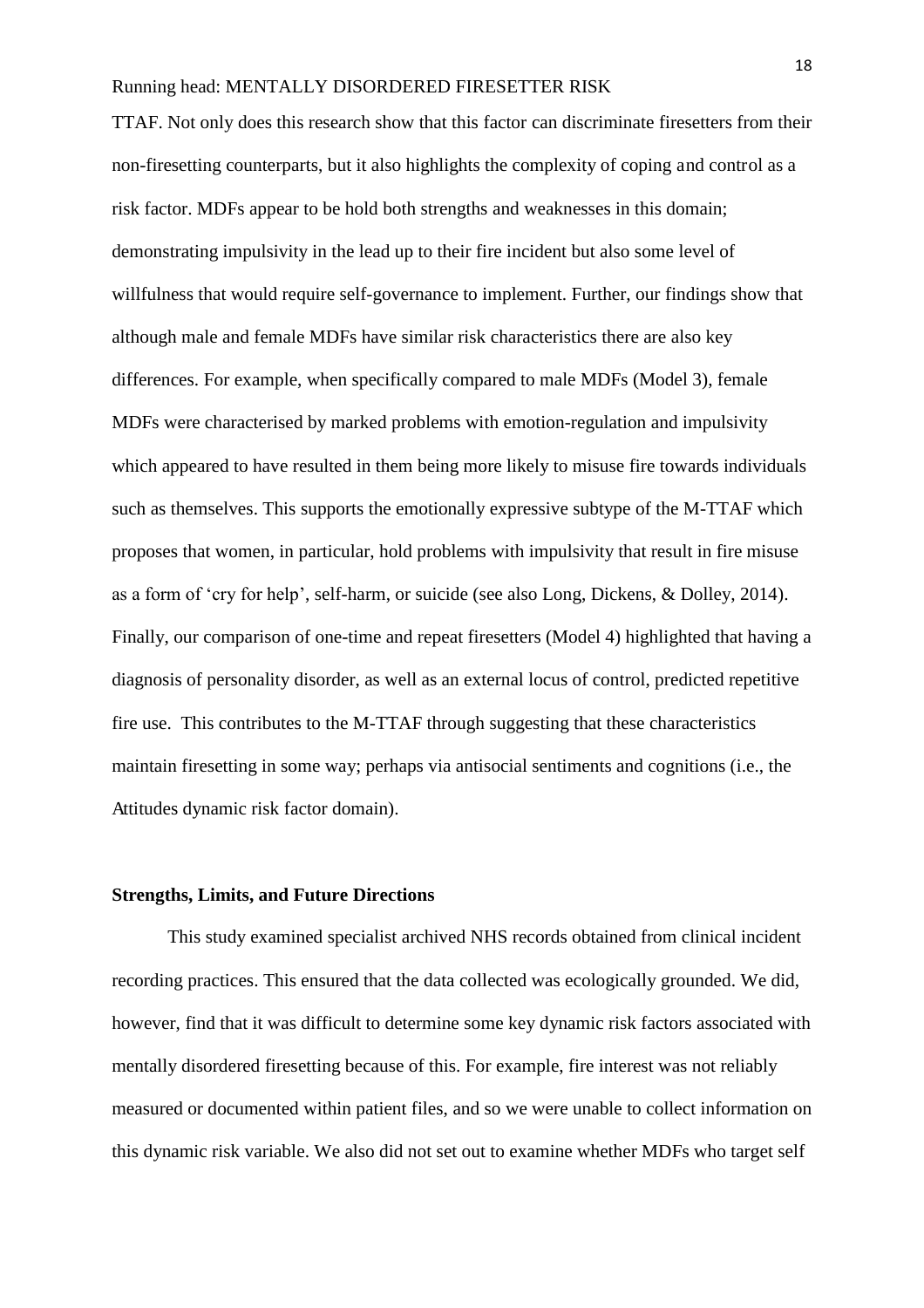TTAF. Not only does this research show that this factor can discriminate firesetters from their non-firesetting counterparts, but it also highlights the complexity of coping and control as a risk factor. MDFs appear to be hold both strengths and weaknesses in this domain; demonstrating impulsivity in the lead up to their fire incident but also some level of willfulness that would require self-governance to implement. Further, our findings show that although male and female MDFs have similar risk characteristics there are also key differences. For example, when specifically compared to male MDFs (Model 3), female MDFs were characterised by marked problems with emotion-regulation and impulsivity which appeared to have resulted in them being more likely to misuse fire towards individuals such as themselves. This supports the emotionally expressive subtype of the M-TTAF which proposes that women, in particular, hold problems with impulsivity that result in fire misuse as a form of 'cry for help', self-harm, or suicide (see also Long, Dickens, & Dolley, 2014). Finally, our comparison of one-time and repeat firesetters (Model 4) highlighted that having a diagnosis of personality disorder, as well as an external locus of control, predicted repetitive fire use. This contributes to the M-TTAF through suggesting that these characteristics maintain firesetting in some way; perhaps via antisocial sentiments and cognitions (i.e., the Attitudes dynamic risk factor domain).

## Strengths, Limits, and Future Directions

This study examined specialist archived NHS records obtained from clinical incident recording practices. This ensured that the data collected was ecologically grounded. We did, however, find that it was difficult to determine some key dynamic risk factors associated with mentally disordered firesetting because of this. For example, fire interest was not reliably measured or documented within patient files, and so we were unable to collect information on this dynamic risk variable. We also did not set out to examine whether MDFs who target self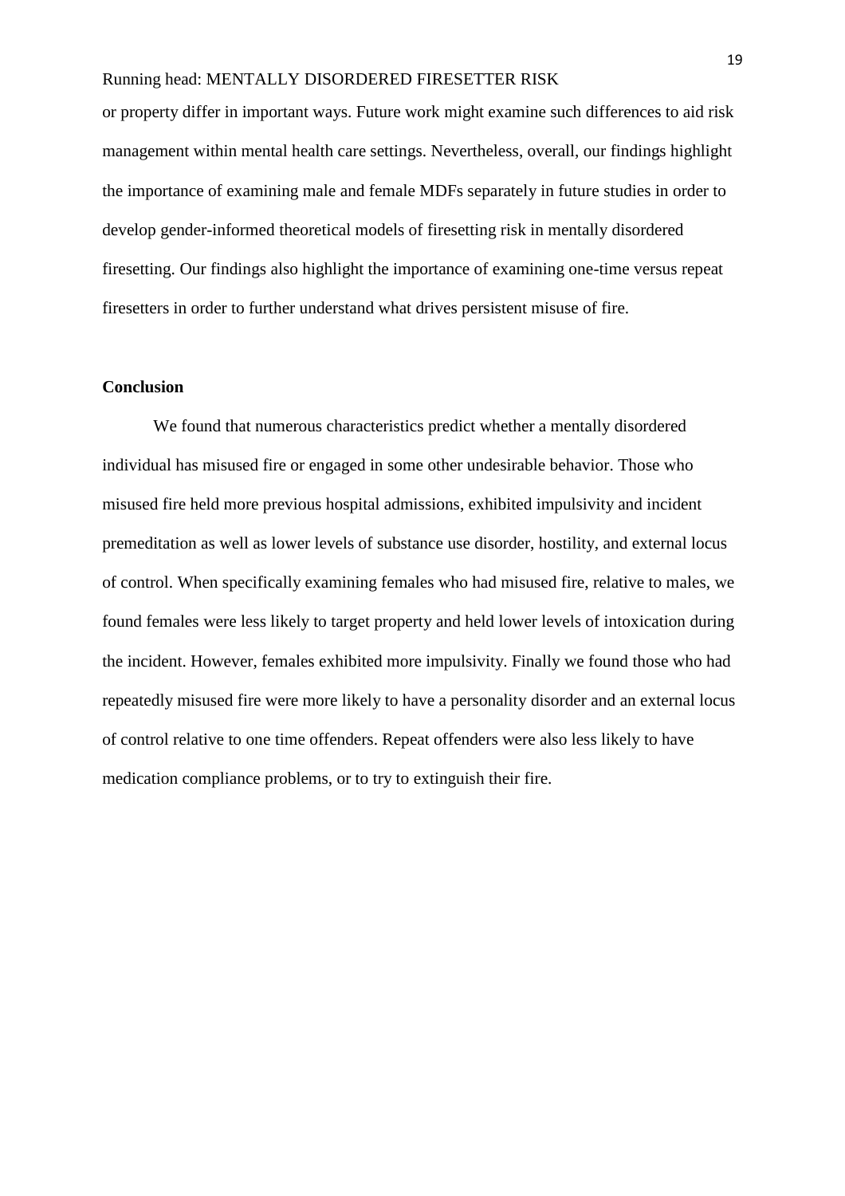or property differ in important ways. Future work might examine such differences to aid risk management within mental health care settings. Nevertheless, overall, our findings highlight the importance of examining male and female MDFs separately in future studies in order to develop gender-informed theoretical models of firesetting risk in mentally disordered firesetting. Our findings also highlight the importance of examining one-time versus repeat firesetters in order to further understand what drives persistent misuse of fire.

## Conclusion

We found that numerous characteristics predict whether a mentally disordered individual has misused fire or engaged in some other undesirable behavior. Those who misused fire held more previous hospital admissions, exhibited impulsivity and incident premeditation as well as lower levels of substance use disorder, hostility, and external locus of control. When specifically examining females who had misused fire, relative to males, we found females were less likely to target property and held lower levels of intoxication during the incident. However, females exhibited more impulsivity. Finally we found those who had repeatedly misused fire were more likely to have a personality disorder and an external locus of control relative to one time offenders. Repeat offenders were also less likely to have medication compliance problems, or to try to extinguish their fire.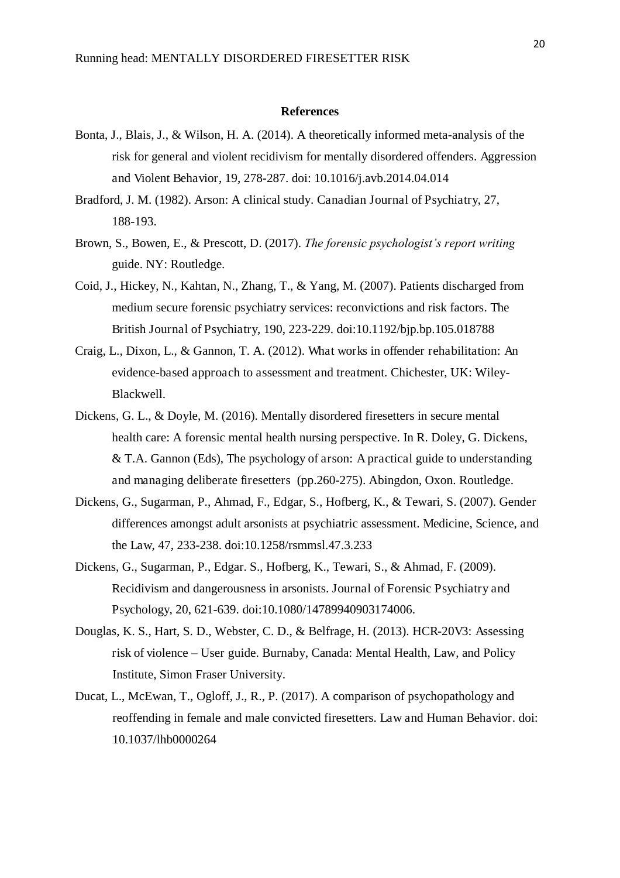# References

Bonta, J., Blais, J., & Wilson, H. A. (2014). A theoretically informed meta-analysis of the risk for general and violent recidivism for mentally disordered offenders. Aggression and Violent Behavior, 19, 278-287. doi: 10.1016/j.avb.2014.04.014

Bradford, J. M. (1982). Arson: A clinical study. Canadian Journal of Psychiatry, 27, 188-193.

Brown, S., Bowen, E., & Prescott, D. (2017). *The forensic psychologist's report writing* guide. NY: Routledge.

Coid, J., Hickey, N., Kahtan, N., Zhang, T., & Yang, M. (2007). Patients discharged from medium secure forensic psychiatry services: reconvictions and risk factors. The British Journal of Psychiatry, 190, 223-229. doi:10.1192/bjp.bp.105.018788

Craig, L., Dixon, L., & Gannon, T. A. (2012). What works in offender rehabilitation: An evidence-based approach to assessment and treatment. Chichester, UK: Wiley-Blackwell.

Dickens, G. L., & Doyle, M. (2016). Mentally disordered firesetters in secure mental health care: A forensic mental health nursing perspective. In R. Doley, G. Dickens, & T.A. Gannon (Eds), The psychology of arson: A practical guide to understanding and managing deliberate firesetters (pp.260-275). Abingdon, Oxon. Routledge.

Dickens, G., Sugarman, P., Ahmad, F., Edgar, S., Hofberg, K., & Tewari, S. (2007). Gender differences amongst adult arsonists at psychiatric assessment. Medicine, Science, and the Law, 47, 233-238. doi:10.1258/rsmmsl.47.3.233

Dickens, G., Sugarman, P., Edgar. S., Hofberg, K., Tewari, S., & Ahmad, F. (2009). Recidivism and dangerousness in arsonists. Journal of Forensic Psychiatry and Psychology, 20, 621-639. doi:10.1080/14789940903174006.

Douglas, K. S., Hart, S. D., Webster, C. D., & Belfrage, H. (2013). HCR-20V3: Assessing risk of violence – User guide. Burnaby, Canada: Mental Health, Law, and Policy Institute, Simon Fraser University.

Ducat, L., McEwan, T., Ogloff, J., R., P. (2017). A comparison of psychopathology and reoffending in female and male convicted firesetters. Law and Human Behavior. doi: 10.1037/lhb0000264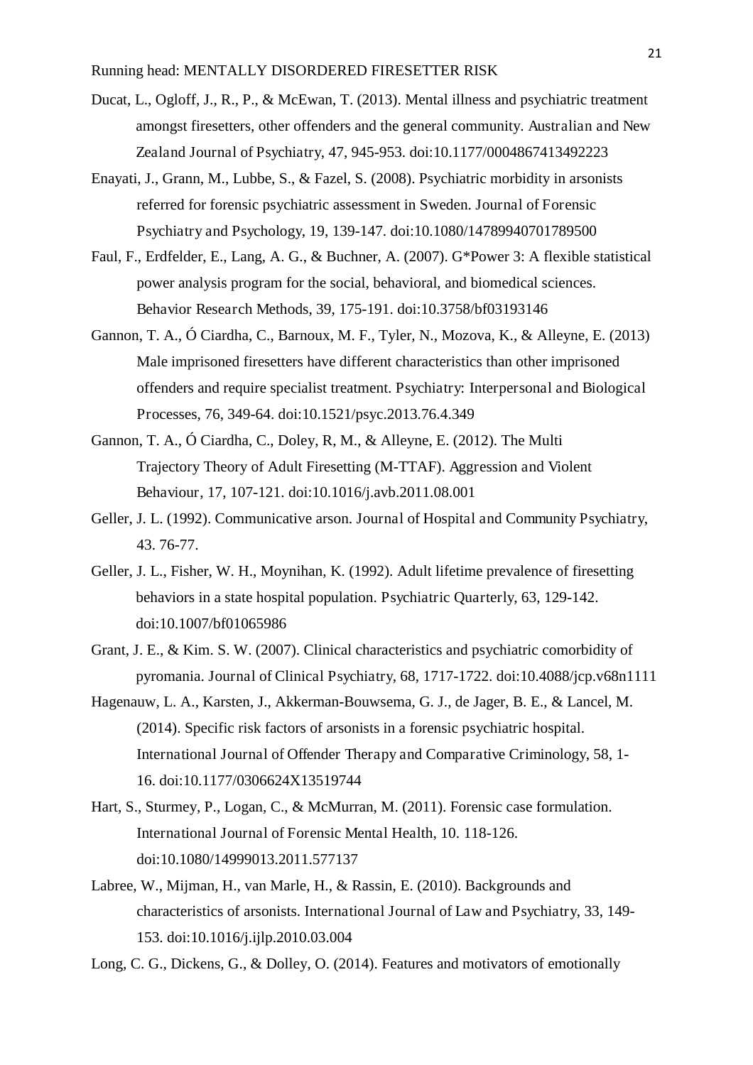Ducat, L., Ogloff, J., R., P., & McEwan, T. (2013). Mental illness and psychiatric treatment amongst firesetters, other offenders and the general community. Australian and New Zealand Journal of Psychiatry, 47, 945-953. doi:10.1177/0004867413492223

Enayati, J., Grann, M., Lubbe, S., & Fazel, S. (2008). Psychiatric morbidity in arsonists referred for forensic psychiatric assessment in Sweden. Journal of Forensic Psychiatry and Psychology, 19, 139-147. doi:10.1080/14789940701789500

Faul, F., Erdfelder, E., Lang, A. G., & Buchner, A. (2007). G*Power 3: A flexible statistical power analysis program for the social, behavioral, and biomedical sciences. Behavior Research Methods, 39, 175-191. doi:10.3758/bf03193146

Gannon, T. A., Ó Ciardha, C., Barnoux, M. F., Tyler, N., Mozova, K., & Alleyne, E. (2013) Male imprisoned firesetters have different characteristics than other imprisoned offenders and require specialist treatment. Psychiatry: Interpersonal and Biological Processes, 76, 349-64. doi:10.1521/psyc.2013.76.4.349

Gannon, T. A., Ó Ciardha, C., Doley, R, M., & Alleyne, E. (2012). The Multi Trajectory Theory of Adult Firesetting (M-TTAF). Aggression and Violent Behaviour, 17, 107-121. doi:10.1016/j.avb.2011.08.001

Geller, J. L. (1992). Communicative arson. Journal of Hospital and Community Psychiatry, 43. 76-77.

Geller, J. L., Fisher, W. H., Moynihan, K. (1992). Adult lifetime prevalence of firesetting behaviors in a state hospital population. Psychiatric Quarterly, 63, 129-142. doi:10.1007/bf01065986

Grant, J. E., & Kim. S. W. (2007). Clinical characteristics and psychiatric comorbidity of pyromania. Journal of Clinical Psychiatry, 68, 1717-1722. doi:10.4088/jcp.v68n1111

Hagenauw, L. A., Karsten, J., Akkerman-Bouwsema, G. J., de Jager, B. E., & Lancel, M. (2014). Specific risk factors of arsonists in a forensic psychiatric hospital. International Journal of Offender Therapy and Comparative Criminology, 58, 1-16. doi:10.1177/0306624X13519744

Hart, S., Sturmey, P., Logan, C., & McMurran, M. (2011). Forensic case formulation. International Journal of Forensic Mental Health, 10. 118-126. doi:10.1080/14999013.2011.577137

Labree, W., Mijman, H., van Marle, H., & Rassin, E. (2010). Backgrounds and characteristics of arsonists. International Journal of Law and Psychiatry, 33, 149-153. doi:10.1016/j.ijlp.2010.03.004

Long, C. G., Dickens, G., & Dolley, O. (2014). Features and motivators of emotionally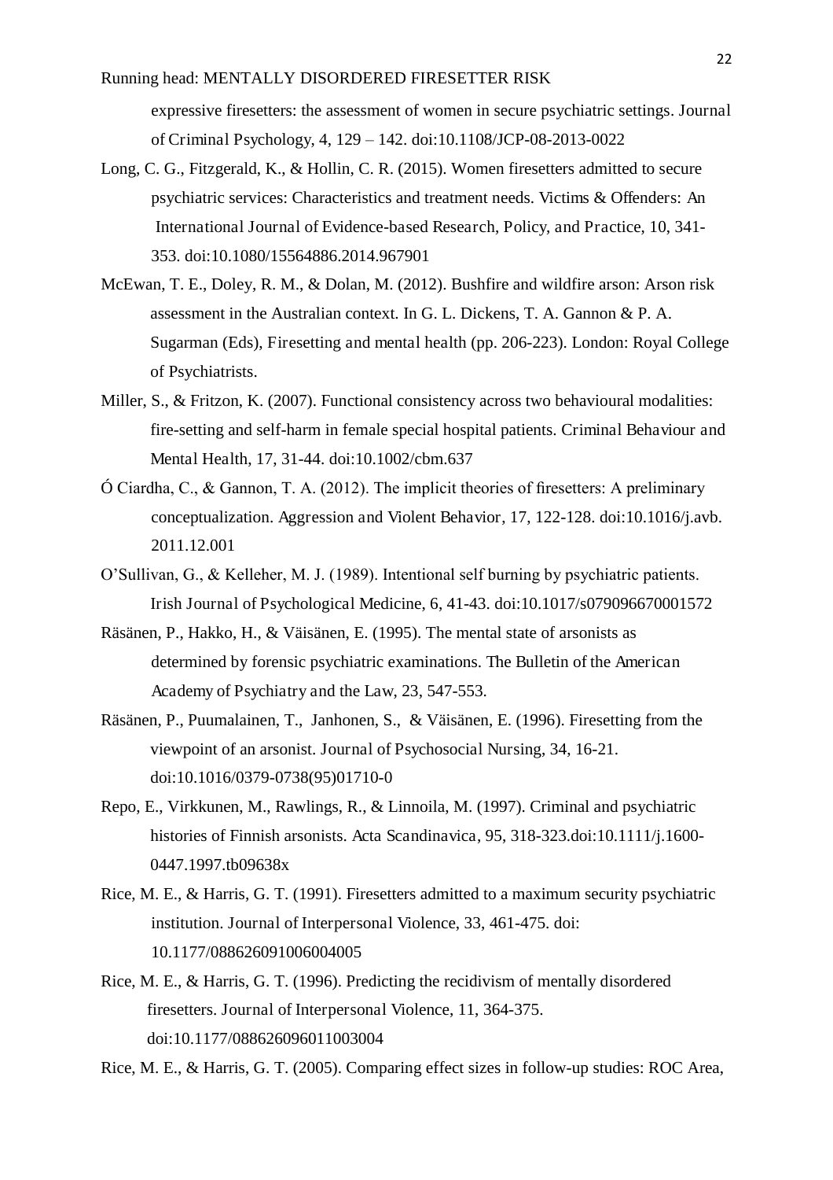expressive firesetters: the assessment of women in secure psychiatric settings. Journal of Criminal Psychology, 4, 129 – 142. doi:10.1108/JCP-08-2013-0022

Long, C. G., Fitzgerald, K., & Hollin, C. R. (2015). Women firesetters admitted to secure psychiatric services: Characteristics and treatment needs. Victims & Offenders: An International Journal of Evidence-based Research, Policy, and Practice, 10, 341-353. doi:10.1080/15564886.2014.967901

McEwan, T. E., Doley, R. M., & Dolan, M. (2012). Bushfire and wildfire arson: Arson risk assessment in the Australian context. In G. L. Dickens, T. A. Gannon & P. A. Sugarman (Eds), Firesetting and mental health (pp. 206-223). London: Royal College of Psychiatrists.

Miller, S., & Fritzon, K. (2007). Functional consistency across two behavioural modalities: fire-setting and self-harm in female special hospital patients. Criminal Behaviour and Mental Health, 17, 31-44. doi:10.1002/cbm.637

Ó Ciardha, C., & Gannon, T. A. (2012). The implicit theories of firesetters: A preliminary conceptualization. Aggression and Violent Behavior, 17, 122-128. doi:10.1016/j.avb.2011.12.001

O'Sullivan, G., & Kelleher, M. J. (1989). Intentional self burning by psychiatric patients. Irish Journal of Psychological Medicine, 6, 41-43. doi:10.1017/s079096670001572

Räsänen, P., Hakko, H., & Väisänen, E. (1995). The mental state of arsonists as determined by forensic psychiatric examinations. The Bulletin of the American Academy of Psychiatry and the Law, 23, 547-553.

Räsänen, P., Puumalainen, T., Janhonen, S., & Väisänen, E. (1996). Firesetting from the viewpoint of an arsonist. Journal of Psychosocial Nursing, 34, 16-21. doi:10.1016/0379-0738(95)01710-0

Repo, E., Virkkunen, M., Rawlings, R., & Linnoila, M. (1997). Criminal and psychiatric histories of Finnish arsonists. Acta Scandinavica, 95, 318-323.doi:10.1111/j.1600-0447.1997.tb09638x

Rice, M. E., & Harris, G. T. (1991). Firesetters admitted to a maximum security psychiatric institution. Journal of Interpersonal Violence, 33, 461-475. doi: 10.1177/088626091006004005

Rice, M. E., & Harris, G. T. (1996). Predicting the recidivism of mentally disordered firesetters. Journal of Interpersonal Violence, 11, 364-375. doi:10.1177/088626096011003004

Rice, M. E., & Harris, G. T. (2005). Comparing effect sizes in follow-up studies: ROC Area,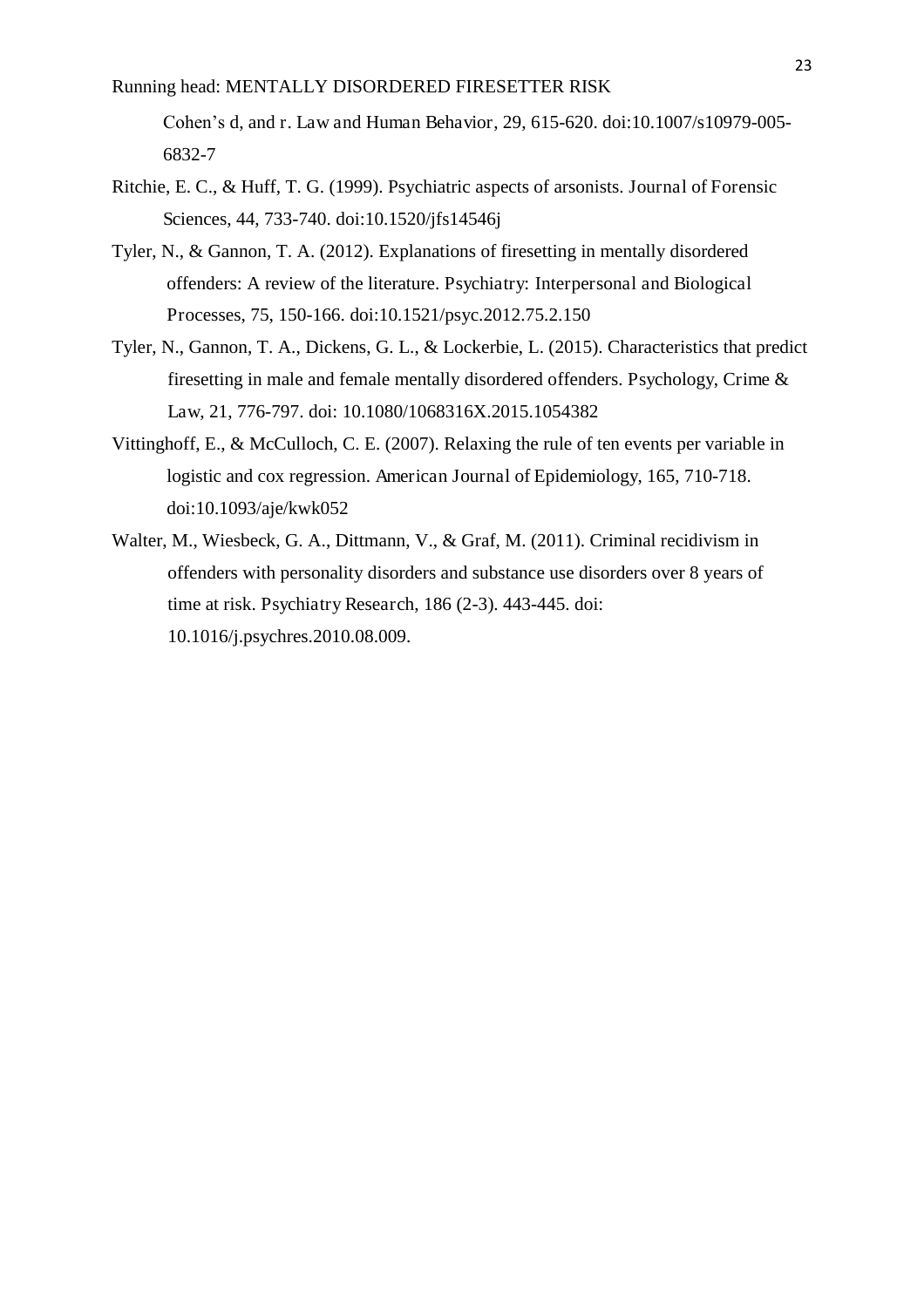Cohen's d, and r. Law and Human Behavior, 29, 615-620. doi:10.1007/s10979-005-6832-7

Ritchie, E. C., & Huff, T. G. (1999). Psychiatric aspects of arsonists. Journal of Forensic Sciences, 44, 733-740. doi:10.1520/jfs14546j

Tyler, N., & Gannon, T. A. (2012). Explanations of firesetting in mentally disordered offenders: A review of the literature. Psychiatry: Interpersonal and Biological Processes, 75, 150-166. doi:10.1521/psyc.2012.75.2.150

Tyler, N., Gannon, T. A., Dickens, G. L., & Lockerbie, L. (2015). Characteristics that predict firesetting in male and female mentally disordered offenders. Psychology, Crime & Law, 21, 776-797. doi: 10.1080/1068316X.2015.1054382

Vittinghoff, E., & McCulloch, C. E. (2007). Relaxing the rule of ten events per variable in logistic and cox regression. American Journal of Epidemiology, 165, 710-718. doi:10.1093/aje/kwk052

Walter, M., Wiesbeck, G. A., Dittmann, V., & Graf, M. (2011). Criminal recidivism in offenders with personality disorders and substance use disorders over 8 years of time at risk. Psychiatry Research, 186 (2-3). 443-445. doi: 10.1016/j.psychres.2010.08.009.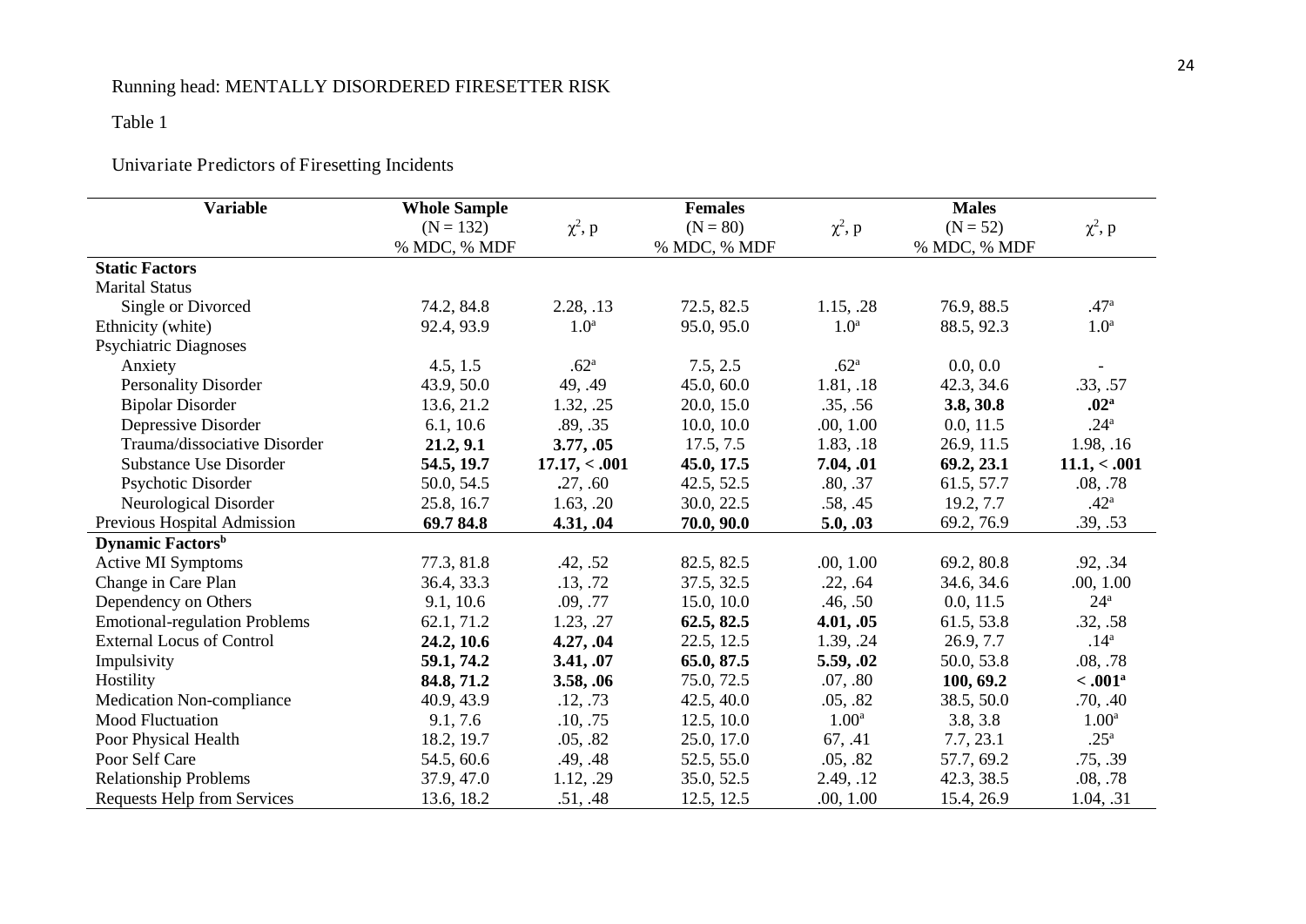Table 1

Univariate Predictors of Firesetting Incidents

| Variable | Whole Sample (N = 132) % MDC, % MDF | $\chi^2$, p | Females (N = 80) % MDC, % MDF | $\chi^2$, p | Males (N = 52) % MDC, % MDF | $\chi^2$, p |
|---|---|---|---|---|---|---|
| **Static Factors** | | | | | | |
| Marital Status | | | | | | |
| Single or Divorced | 74.2, 84.8 | 2.28, .13 | 72.5, 82.5 | 1.15, .28 | 76.9, 88.5 | .47[a] |
| Ethnicity (white) | 92.4, 93.9 | 1.0[a] | 95.0, 95.0 | 1.0[a] | 88.5, 92.3 | 1.0[a] |
| Psychiatric Diagnoses | | | | | | |
| Anxiety | 4.5, 1.5 | .62[a] | 7.5, 2.5 | .62[a] | 0.0, 0.0 | - |
| Personality Disorder | 43.9, 50.0 | 49, .49 | 45.0, 60.0 | 1.81, .18 | 42.3, 34.6 | .33, .57 |
| Bipolar Disorder | 13.6, 21.2 | 1.32, .25 | 20.0, 15.0 | .35, .56 | **3.8, 30.8** | **.02[a]** |
| Depressive Disorder | 6.1, 10.6 | .89, .35 | 10.0, 10.0 | .00, 1.00 | 0.0, 11.5 | .24[a] |
| Trauma/dissociative Disorder | **21.2, 9.1** | **3.77, .05** | 17.5, 7.5 | 1.83, .18 | 26.9, 11.5 | 1.98, .16 |
| Substance Use Disorder | **54.5, 19.7** | **17.17, < .001** | **45.0, 17.5** | **7.04, .01** | **69.2, 23.1** | **11.1, < .001** |
| Psychotic Disorder | 50.0, 54.5 | .27, .60 | 42.5, 52.5 | .80, .37 | 61.5, 57.7 | .08, .78 |
| Neurological Disorder | 25.8, 16.7 | 1.63, .20 | 30.0, 22.5 | .58, .45 | 19.2, 7.7 | .42[a] |
| Previous Hospital Admission | **69.7 84.8** | **4.31, .04** | **70.0, 90.0** | **5.0, .03** | 69.2, 76.9 | .39, .53 |
| **Dynamic Factors[b]** | | | | | | |
| Active MI Symptoms | 77.3, 81.8 | .42, .52 | 82.5, 82.5 | .00, 1.00 | 69.2, 80.8 | .92, .34 |
| Change in Care Plan | 36.4, 33.3 | .13, .72 | 37.5, 32.5 | .22, .64 | 34.6, 34.6 | .00, 1.00 |
| Dependency on Others | 9.1, 10.6 | .09, .77 | 15.0, 10.0 | .46, .50 | 0.0, 11.5 | 24[a] |
| Emotional-regulation Problems | 62.1, 71.2 | 1.23, .27 | **62.5, 82.5** | **4.01, .05** | 61.5, 53.8 | .32, .58 |
| External Locus of Control | **24.2, 10.6** | **4.27, .04** | 22.5, 12.5 | 1.39, .24 | 26.9, 7.7 | .14[a] |
| Impulsivity | **59.1, 74.2** | **3.41, .07** | **65.0, 87.5** | **5.59, .02** | 50.0, 53.8 | .08, .78 |
| Hostility | **84.8, 71.2** | **3.58, .06** | 75.0, 72.5 | .07, .80 | **100, 69.2** | **< .001[a]** |
| Medication Non-compliance | 40.9, 43.9 | .12, .73 | 42.5, 40.0 | .05, .82 | 38.5, 50.0 | .70, .40 |
| Mood Fluctuation | 9.1, 7.6 | .10, .75 | 12.5, 10.0 | 1.00[a] | 3.8, 3.8 | 1.00[a] |
| Poor Physical Health | 18.2, 19.7 | .05, .82 | 25.0, 17.0 | 67, .41 | 7.7, 23.1 | .25[a] |
| Poor Self Care | 54.5, 60.6 | .49, .48 | 52.5, 55.0 | .05, .82 | 57.7, 69.2 | .75, .39 |
| Relationship Problems | 37.9, 47.0 | 1.12, .29 | 35.0, 52.5 | 2.49, .12 | 42.3, 38.5 | .08, .78 |
| Requests Help from Services | 13.6, 18.2 | .51, .48 | 12.5, 12.5 | .00, 1.00 | 15.4, 26.9 | 1.04, .31 |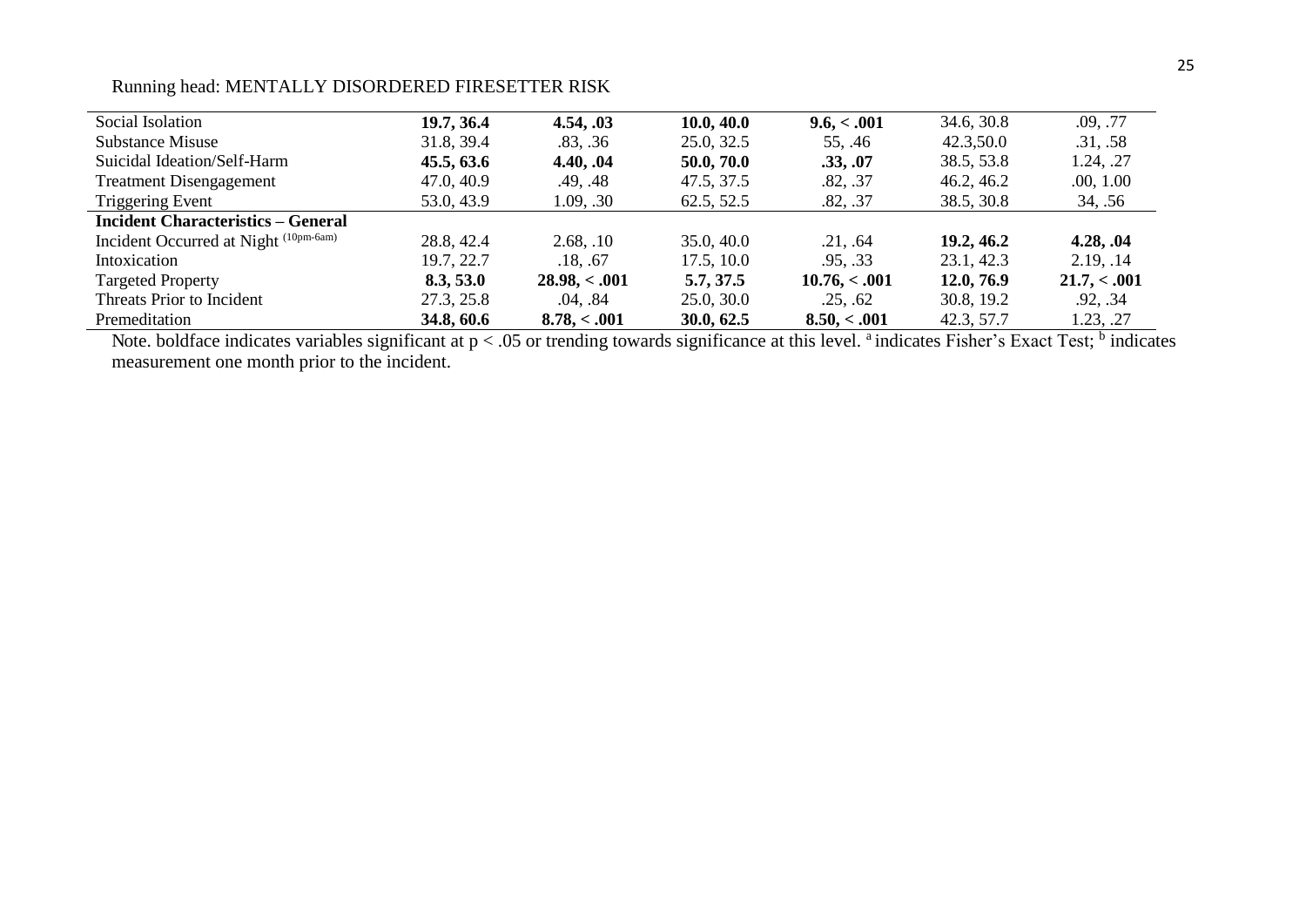| | | | | | | |
|---|---|---|---|---|---|---|
| Social Isolation | **19.7, 36.4** | **4.54, .03** | **10.0, 40.0** | **9.6, < .001** | 34.6, 30.8 | .09, .77 |
| Substance Misuse | 31.8, 39.4 | .83, .36 | 25.0, 32.5 | 55, .46 | 42.3,50.0 | .31, .58 |
| Suicidal Ideation/Self-Harm | **45.5, 63.6** | **4.40, .04** | **50.0, 70.0** | **.33, .07** | 38.5, 53.8 | 1.24, .27 |
| Treatment Disengagement | 47.0, 40.9 | .49, .48 | 47.5, 37.5 | .82, .37 | 46.2, 46.2 | .00, 1.00 |
| Triggering Event | 53.0, 43.9 | 1.09, .30 | 62.5, 52.5 | .82, .37 | 38.5, 30.8 | 34, .56 |
| **Incident Characteristics – General** | | | | | | |
| Incident Occurred at Night (10pm-6am) | 28.8, 42.4 | 2.68, .10 | 35.0, 40.0 | .21, .64 | **19.2, 46.2** | **4.28, .04** |
| Intoxication | 19.7, 22.7 | .18, .67 | 17.5, 10.0 | .95, .33 | 23.1, 42.3 | 2.19, .14 |
| Targeted Property | **8.3, 53.0** | **28.98, < .001** | **5.7, 37.5** | **10.76, < .001** | **12.0, 76.9** | **21.7, < .001** |
| Threats Prior to Incident | 27.3, 25.8 | .04, .84 | 25.0, 30.0 | .25, .62 | 30.8, 19.2 | .92, .34 |
| Premeditation | **34.8, 60.6** | **8.78, < .001** | **30.0, 62.5** | **8.50, < .001** | 42.3, 57.7 | 1.23, .27 |

Note. boldface indicates variables significant at $p < .05$ or trending towards significance at this level. [a] indicates Fisher's Exact Test; [b] indicates measurement one month prior to the incident.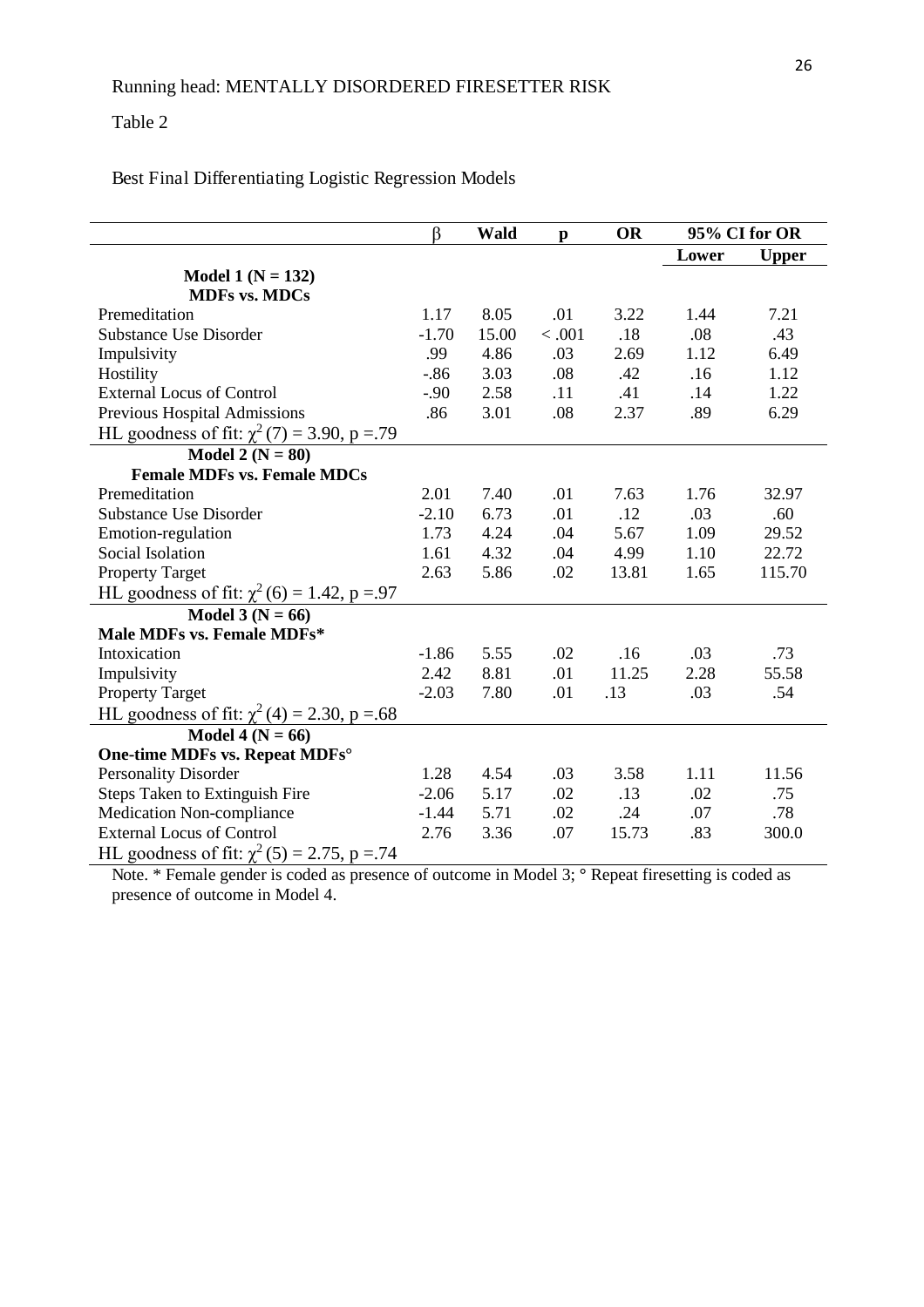Table 2

Best Final Differentiating Logistic Regression Models

| | β | Wald | p | OR | 95% CI for OR | |
|---|---|---|---|---|---|---|
| | | | | | Lower | Upper |
| **Model 1 (N = 132)** | | | | | | |
| **MDFs vs. MDCs** | | | | | | |
| Premeditation | 1.17 | 8.05 | .01 | 3.22 | 1.44 | 7.21 |
| Substance Use Disorder | -1.70 | 15.00 | < .001 | .18 | .08 | .43 |
| Impulsivity | .99 | 4.86 | .03 | 2.69 | 1.12 | 6.49 |
| Hostility | -.86 | 3.03 | .08 | .42 | .16 | 1.12 |
| External Locus of Control | -.90 | 2.58 | .11 | .41 | .14 | 1.22 |
| Previous Hospital Admissions | .86 | 3.01 | .08 | 2.37 | .89 | 6.29 |
| HL goodness of fit: $\chi^2(7) = 3.90$, $p = .79$ | | | | | | |
| **Model 2 (N = 80)** | | | | | | |
| **Female MDFs vs. Female MDCs** | | | | | | |
| Premeditation | 2.01 | 7.40 | .01 | 7.63 | 1.76 | 32.97 |
| Substance Use Disorder | -2.10 | 6.73 | .01 | .12 | .03 | .60 |
| Emotion-regulation | 1.73 | 4.24 | .04 | 5.67 | 1.09 | 29.52 |
| Social Isolation | 1.61 | 4.32 | .04 | 4.99 | 1.10 | 22.72 |
| Property Target | 2.63 | 5.86 | .02 | 13.81 | 1.65 | 115.70 |
| HL goodness of fit: $\chi^2(6) = 1.42$, $p = .97$ | | | | | | |
| **Model 3 (N = 66)** | | | | | | |
| **Male MDFs vs. Female MDFs*** | | | | | | |
| Intoxication | -1.86 | 5.55 | .02 | .16 | .03 | .73 |
| Impulsivity | 2.42 | 8.81 | .01 | 11.25 | 2.28 | 55.58 |
| Property Target | -2.03 | 7.80 | .01 | .13 | .03 | .54 |
| HL goodness of fit: $\chi^2(4) = 2.30$, $p = .68$ | | | | | | |
| **Model 4 (N = 66)** | | | | | | |
| **One-time MDFs vs. Repeat MDFs°** | | | | | | |
| Personality Disorder | 1.28 | 4.54 | .03 | 3.58 | 1.11 | 11.56 |
| Steps Taken to Extinguish Fire | -2.06 | 5.17 | .02 | .13 | .02 | .75 |
| Medication Non-compliance | -1.44 | 5.71 | .02 | .24 | .07 | .78 |
| External Locus of Control | 2.76 | 3.36 | .07 | 15.73 | .83 | 300.0 |
| HL goodness of fit: $\chi^2(5) = 2.75$, $p = .74$ | | | | | | |

Note. * Female gender is coded as presence of outcome in Model 3; ° Repeat firesetting is coded as presence of outcome in Model 4.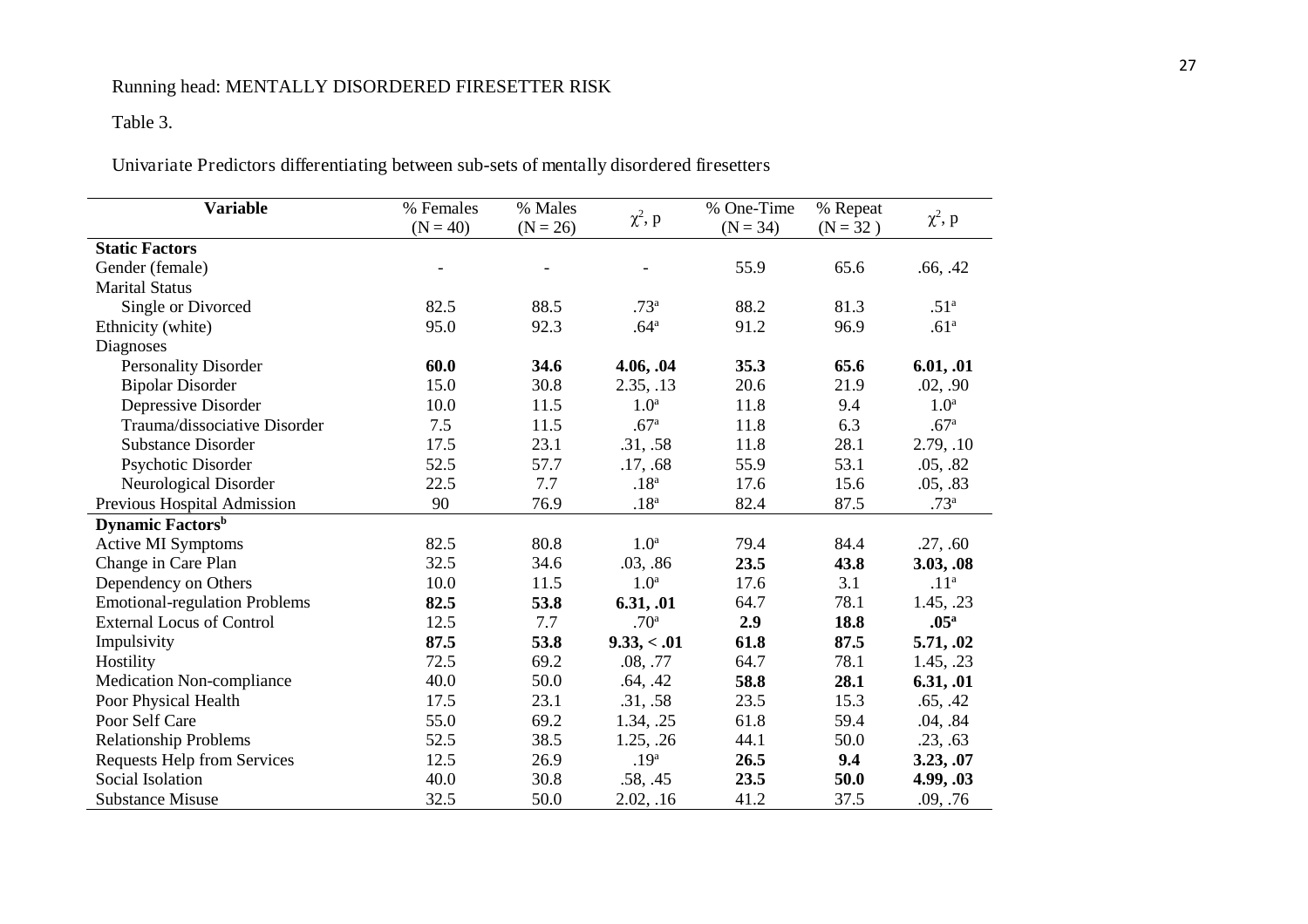Table 3.

Univariate Predictors differentiating between sub-sets of mentally disordered firesetters

| Variable | % Females (N = 40) | % Males (N = 26) | $\chi^2$, p | % One-Time (N = 34) | % Repeat (N = 32 ) | $\chi^2$, p |
|---|---|---|---|---|---|---|
| **Static Factors** | | | | | | |
| Gender (female) | - | - | - | 55.9 | 65.6 | .66, .42 |
| Marital Status | | | | | | |
| Single or Divorced | 82.5 | 88.5 | .73[a] | 88.2 | 81.3 | .51[a] |
| Ethnicity (white) | 95.0 | 92.3 | .64[a] | 91.2 | 96.9 | .61[a] |
| Diagnoses | | | | | | |
| Personality Disorder | **60.0** | **34.6** | **4.06, .04** | **35.3** | **65.6** | **6.01, .01** |
| Bipolar Disorder | 15.0 | 30.8 | 2.35, .13 | 20.6 | 21.9 | .02, .90 |
| Depressive Disorder | 10.0 | 11.5 | 1.0[a] | 11.8 | 9.4 | 1.0[a] |
| Trauma/dissociative Disorder | 7.5 | 11.5 | .67[a] | 11.8 | 6.3 | .67[a] |
| Substance Disorder | 17.5 | 23.1 | .31, .58 | 11.8 | 28.1 | 2.79, .10 |
| Psychotic Disorder | 52.5 | 57.7 | .17, .68 | 55.9 | 53.1 | .05, .82 |
| Neurological Disorder | 22.5 | 7.7 | .18[a] | 17.6 | 15.6 | .05, .83 |
| Previous Hospital Admission | 90 | 76.9 | .18[a] | 82.4 | 87.5 | .73[a] |
| **Dynamic Factors[b]** | | | | | | |
| Active MI Symptoms | 82.5 | 80.8 | 1.0[a] | 79.4 | 84.4 | .27, .60 |
| Change in Care Plan | 32.5 | 34.6 | .03, .86 | **23.5** | **43.8** | **3.03, .08** |
| Dependency on Others | 10.0 | 11.5 | 1.0[a] | 17.6 | 3.1 | .11[a] |
| Emotional-regulation Problems | **82.5** | **53.8** | **6.31, .01** | 64.7 | 78.1 | 1.45, .23 |
| External Locus of Control | 12.5 | 7.7 | .70[a] | **2.9** | **18.8** | **.05[a]** |
| Impulsivity | **87.5** | **53.8** | **9.33, < .01** | 61.8 | 87.5 | **5.71, .02** |
| Hostility | 72.5 | 69.2 | .08, .77 | 64.7 | 78.1 | 1.45, .23 |
| Medication Non-compliance | 40.0 | 50.0 | .64, .42 | **58.8** | **28.1** | **6.31, .01** |
| Poor Physical Health | 17.5 | 23.1 | .31, .58 | 23.5 | 15.3 | .65, .42 |
| Poor Self Care | 55.0 | 69.2 | 1.34, .25 | 61.8 | 59.4 | .04, .84 |
| Relationship Problems | 52.5 | 38.5 | 1.25, .26 | 44.1 | 50.0 | .23, .63 |
| Requests Help from Services | 12.5 | 26.9 | .19[a] | **26.5** | **9.4** | **3.23, .07** |
| Social Isolation | 40.0 | 30.8 | .58, .45 | **23.5** | **50.0** | **4.99, .03** |
| Substance Misuse | 32.5 | 50.0 | 2.02, .16 | 41.2 | 37.5 | .09, .76 |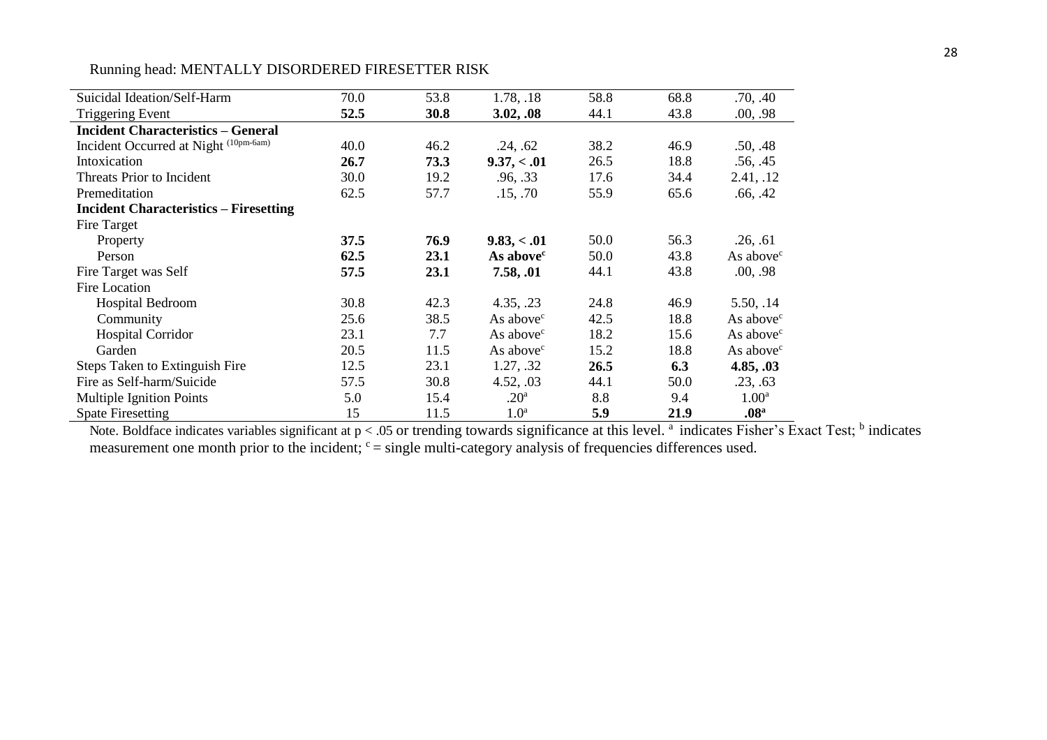| | | | | | | |
|---|---|---|---|---|---|---|
| Suicidal Ideation/Self-Harm | 70.0 | 53.8 | 1.78, .18 | 58.8 | 68.8 | .70, .40 |
| Triggering Event | **52.5** | **30.8** | **3.02, .08** | 44.1 | 43.8 | .00, .98 |
| **Incident Characteristics – General** | | | | | | |
| Incident Occurred at Night (10pm-6am) | 40.0 | 46.2 | .24, .62 | 38.2 | 46.9 | .50, .48 |
| Intoxication | **26.7** | **73.3** | **9.37, < .01** | 26.5 | 18.8 | .56, .45 |
| Threats Prior to Incident | 30.0 | 19.2 | .96, .33 | 17.6 | 34.4 | 2.41, .12 |
| Premeditation | 62.5 | 57.7 | .15, .70 | 55.9 | 65.6 | .66, .42 |
| **Incident Characteristics – Firesetting** | | | | | | |
| Fire Target | | | | | | |
| Property | **37.5** | **76.9** | **9.83, < .01** | 50.0 | 56.3 | .26, .61 |
| Person | **62.5** | **23.1** | **As above[c]** | 50.0 | 43.8 | As above[c] |
| Fire Target was Self | **57.5** | **23.1** | **7.58, .01** | 44.1 | 43.8 | .00, .98 |
| Fire Location | | | | | | |
| Hospital Bedroom | 30.8 | 42.3 | 4.35, .23 | 24.8 | 46.9 | 5.50, .14 |
| Community | 25.6 | 38.5 | As above[c] | 42.5 | 18.8 | As above[c] |
| Hospital Corridor | 23.1 | 7.7 | As above[c] | 18.2 | 15.6 | As above[c] |
| Garden | 20.5 | 11.5 | As above[c] | 15.2 | 18.8 | As above[c] |
| Steps Taken to Extinguish Fire | 12.5 | 23.1 | 1.27, .32 | **26.5** | **6.3** | **4.85, .03** |
| Fire as Self-harm/Suicide | 57.5 | 30.8 | 4.52, .03 | 44.1 | 50.0 | .23, .63 |
| Multiple Ignition Points | 5.0 | 15.4 | .20[a] | 8.8 | 9.4 | 1.00[a] |
| Spate Firesetting | 15 | 11.5 | 1.0[a] | **5.9** | **21.9** | **.08[a]** |

Note. Boldface indicates variables significant at $p < .05$ or trending towards significance at this level. [a] indicates Fisher's Exact Test; [b] indicates measurement one month prior to the incident; [c] = single multi-category analysis of frequencies differences used.